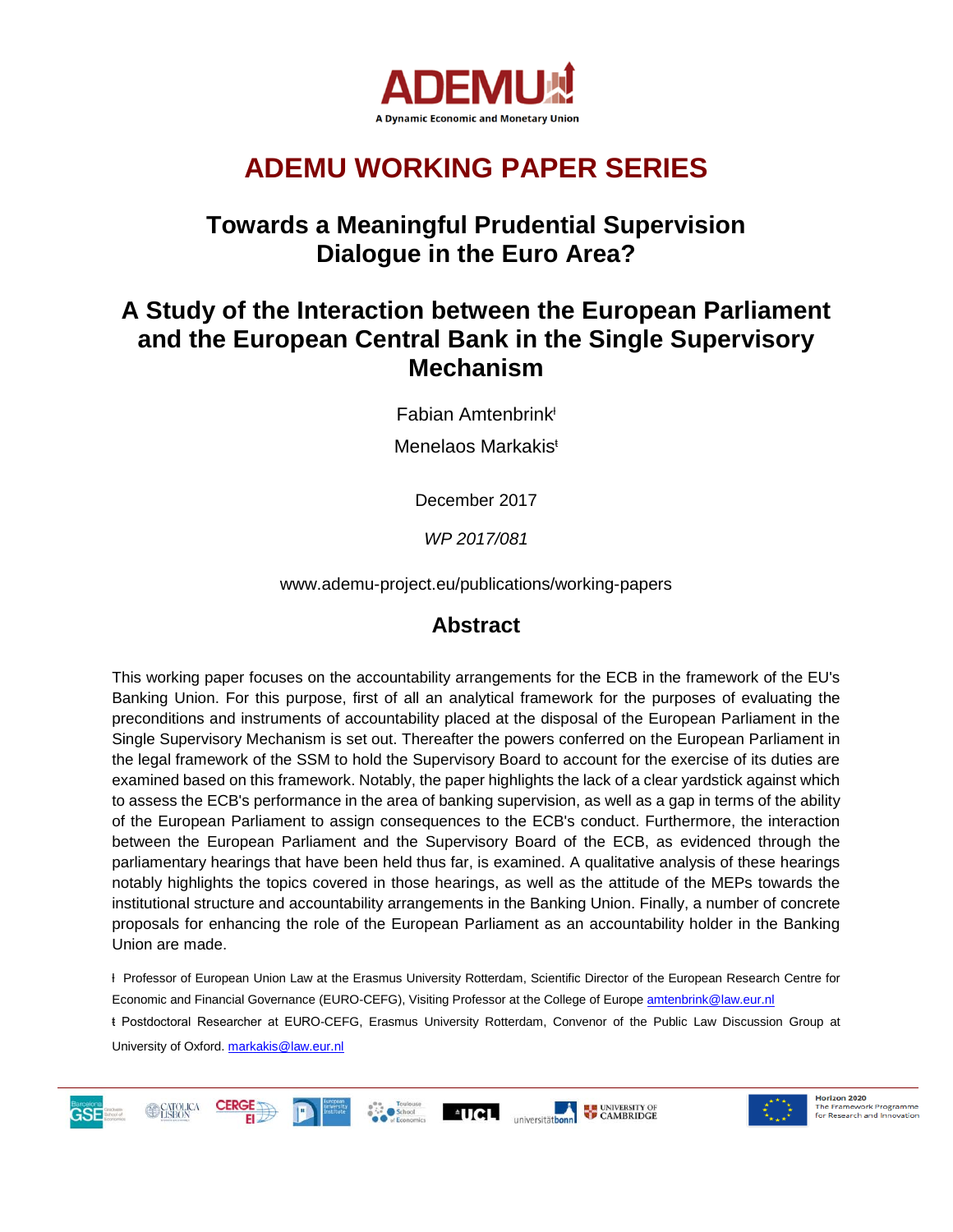ADEMU

A Dynamic Economic and Monetary Union

# ADEMU WORKING PAPER SERIES

## Towards a Meaningful Prudential Supervision Dialogue in the Euro Area?

## A Study of the Interaction between the European Parliament and the European Central Bank in the Single Supervisory Mechanism

Fabian Amtenbrink[ł]

Menelaos Markakis[ŧ]

December 2017

*WP 2017/081*

www.ademu-project.eu/publications/working-papers

## Abstract

This working paper focuses on the accountability arrangements for the ECB in the framework of the EU's Banking Union. For this purpose, first of all an analytical framework for the purposes of evaluating the preconditions and instruments of accountability placed at the disposal of the European Parliament in the Single Supervisory Mechanism is set out. Thereafter the powers conferred on the European Parliament in the legal framework of the SSM to hold the Supervisory Board to account for the exercise of its duties are examined based on this framework. Notably, the paper highlights the lack of a clear yardstick against which to assess the ECB's performance in the area of banking supervision, as well as a gap in terms of the ability of the European Parliament to assign consequences to the ECB's conduct. Furthermore, the interaction between the European Parliament and the Supervisory Board of the ECB, as evidenced through the parliamentary hearings that have been held thus far, is examined. A qualitative analysis of these hearings notably highlights the topics covered in those hearings, as well as the attitude of the MEPs towards the institutional structure and accountability arrangements in the Banking Union. Finally, a number of concrete proposals for enhancing the role of the European Parliament as an accountability holder in the Banking Union are made.

ł Professor of European Union Law at the Erasmus University Rotterdam, Scientific Director of the European Research Centre for Economic and Financial Governance (EURO-CEFG), Visiting Professor at the College of Europe amtenbrink@law.eur.nl

ŧ Postdoctoral Researcher at EURO-CEFG, Erasmus University Rotterdam, Convenor of the Public Law Discussion Group at University of Oxford. markakis@law.eur.nl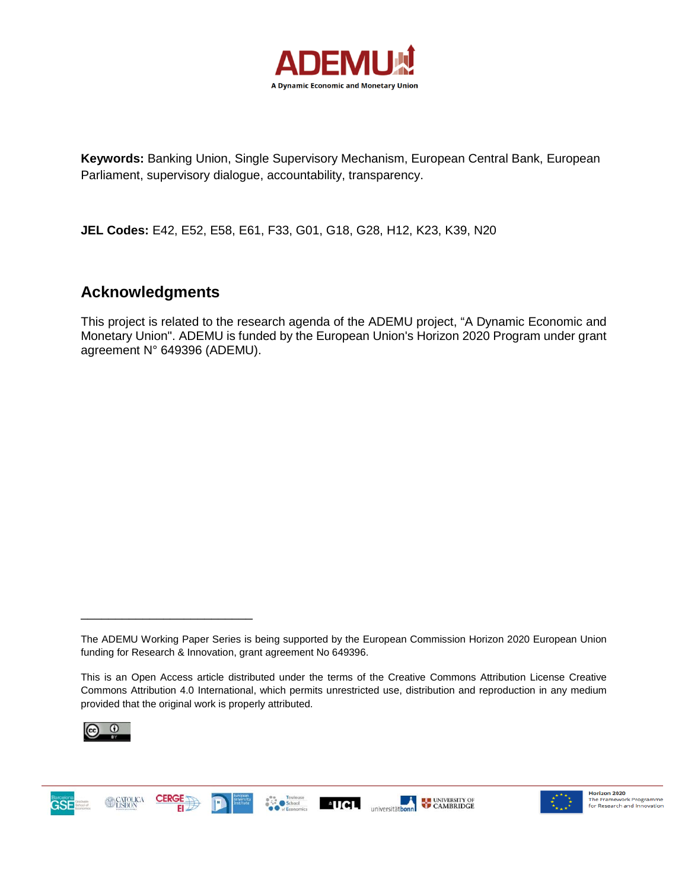**Keywords:** Banking Union, Single Supervisory Mechanism, European Central Bank, European Parliament, supervisory dialogue, accountability, transparency.

**JEL Codes:** E42, E52, E58, E61, F33, G01, G18, G28, H12, K23, K39, N20

## Acknowledgments

This project is related to the research agenda of the ADEMU project, "A Dynamic Economic and Monetary Union". ADEMU is funded by the European Union's Horizon 2020 Program under grant agreement N° 649396 (ADEMU).

---

The ADEMU Working Paper Series is being supported by the European Commission Horizon 2020 European Union funding for Research & Innovation, grant agreement No 649396.

This is an Open Access article distributed under the terms of the Creative Commons Attribution License Creative Commons Attribution 4.0 International, which permits unrestricted use, distribution and reproduction in any medium provided that the original work is properly attributed.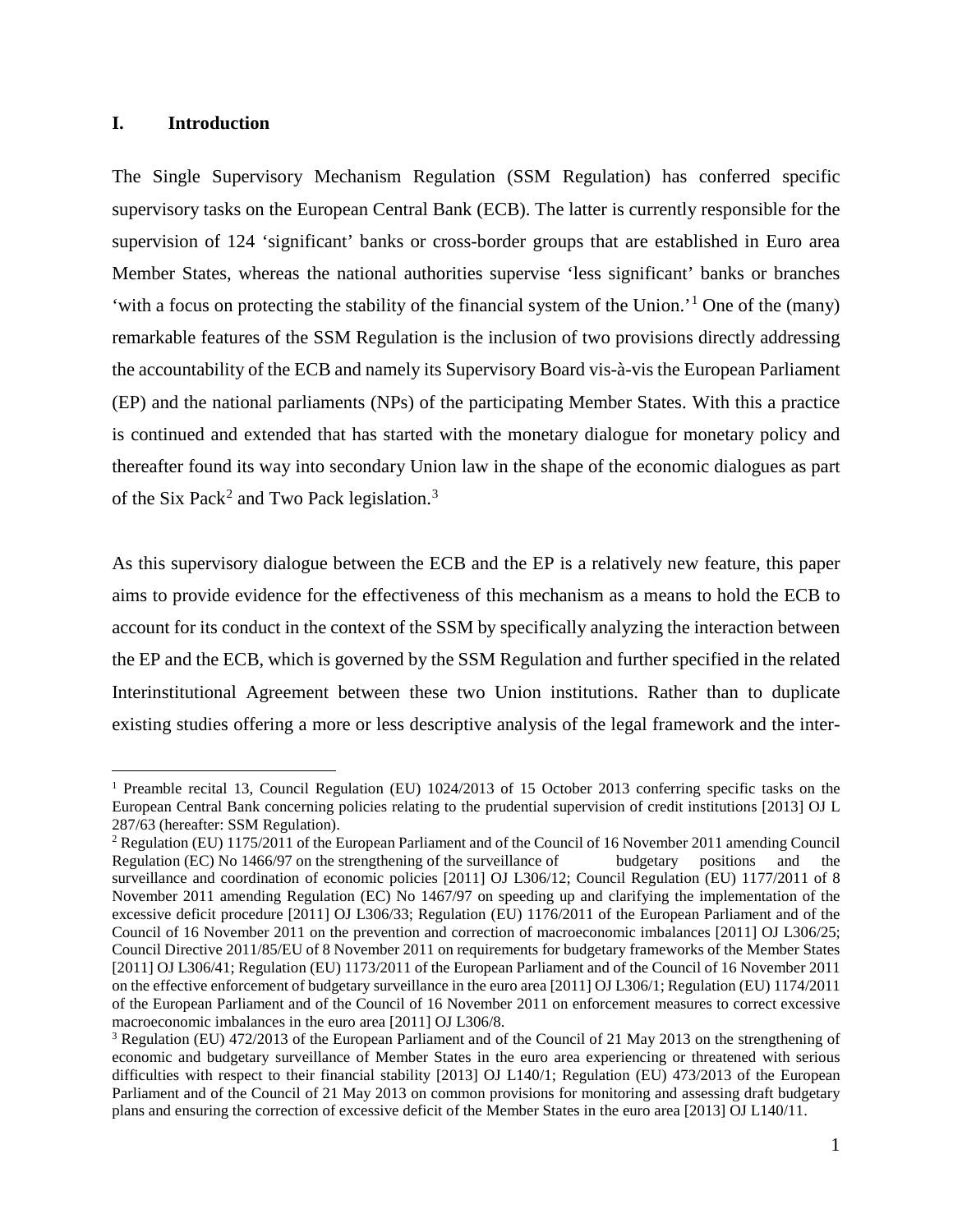## I. Introduction

The Single Supervisory Mechanism Regulation (SSM Regulation) has conferred specific supervisory tasks on the European Central Bank (ECB). The latter is currently responsible for the supervision of 124 'significant' banks or cross-border groups that are established in Euro area Member States, whereas the national authorities supervise 'less significant' banks or branches 'with a focus on protecting the stability of the financial system of the Union.'[1] One of the (many) remarkable features of the SSM Regulation is the inclusion of two provisions directly addressing the accountability of the ECB and namely its Supervisory Board vis-à-vis the European Parliament (EP) and the national parliaments (NPs) of the participating Member States. With this a practice is continued and extended that has started with the monetary dialogue for monetary policy and thereafter found its way into secondary Union law in the shape of the economic dialogues as part of the Six Pack[2] and Two Pack legislation.[3]

As this supervisory dialogue between the ECB and the EP is a relatively new feature, this paper aims to provide evidence for the effectiveness of this mechanism as a means to hold the ECB to account for its conduct in the context of the SSM by specifically analyzing the interaction between the EP and the ECB, which is governed by the SSM Regulation and further specified in the related Interinstitutional Agreement between these two Union institutions. Rather than to duplicate existing studies offering a more or less descriptive analysis of the legal framework and the inter-

---

[1] Preamble recital 13, Council Regulation (EU) 1024/2013 of 15 October 2013 conferring specific tasks on the European Central Bank concerning policies relating to the prudential supervision of credit institutions [2013] OJ L 287/63 (hereafter: SSM Regulation).

[2] Regulation (EU) 1175/2011 of the European Parliament and of the Council of 16 November 2011 amending Council Regulation (EC) No 1466/97 on the strengthening of the surveillance of budgetary positions and the surveillance and coordination of economic policies [2011] OJ L306/12; Council Regulation (EU) 1177/2011 of 8 November 2011 amending Regulation (EC) No 1467/97 on speeding up and clarifying the implementation of the excessive deficit procedure [2011] OJ L306/33; Regulation (EU) 1176/2011 of the European Parliament and of the Council of 16 November 2011 on the prevention and correction of macroeconomic imbalances [2011] OJ L306/25; Council Directive 2011/85/EU of 8 November 2011 on requirements for budgetary frameworks of the Member States [2011] OJ L306/41; Regulation (EU) 1173/2011 of the European Parliament and of the Council of 16 November 2011 on the effective enforcement of budgetary surveillance in the euro area [2011] OJ L306/1; Regulation (EU) 1174/2011 of the European Parliament and of the Council of 16 November 2011 on enforcement measures to correct excessive macroeconomic imbalances in the euro area [2011] OJ L306/8.

[3] Regulation (EU) 472/2013 of the European Parliament and of the Council of 21 May 2013 on the strengthening of economic and budgetary surveillance of Member States in the euro area experiencing or threatened with serious difficulties with respect to their financial stability [2013] OJ L140/1; Regulation (EU) 473/2013 of the European Parliament and of the Council of 21 May 2013 on common provisions for monitoring and assessing draft budgetary plans and ensuring the correction of excessive deficit of the Member States in the euro area [2013] OJ L140/11.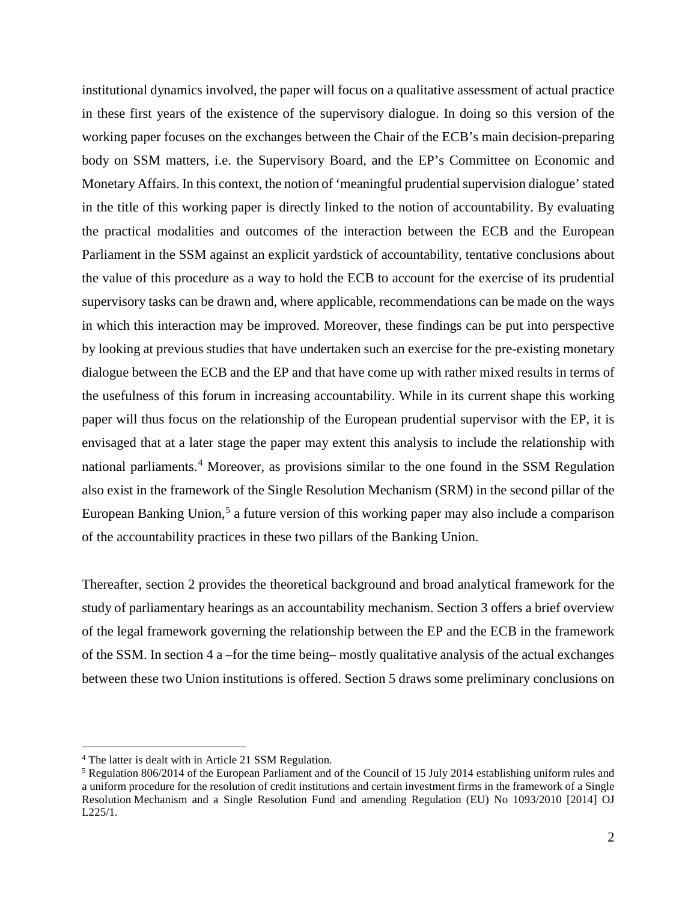institutional dynamics involved, the paper will focus on a qualitative assessment of actual practice in these first years of the existence of the supervisory dialogue. In doing so this version of the working paper focuses on the exchanges between the Chair of the ECB's main decision-preparing body on SSM matters, i.e. the Supervisory Board, and the EP's Committee on Economic and Monetary Affairs. In this context, the notion of 'meaningful prudential supervision dialogue' stated in the title of this working paper is directly linked to the notion of accountability. By evaluating the practical modalities and outcomes of the interaction between the ECB and the European Parliament in the SSM against an explicit yardstick of accountability, tentative conclusions about the value of this procedure as a way to hold the ECB to account for the exercise of its prudential supervisory tasks can be drawn and, where applicable, recommendations can be made on the ways in which this interaction may be improved. Moreover, these findings can be put into perspective by looking at previous studies that have undertaken such an exercise for the pre-existing monetary dialogue between the ECB and the EP and that have come up with rather mixed results in terms of the usefulness of this forum in increasing accountability. While in its current shape this working paper will thus focus on the relationship of the European prudential supervisor with the EP, it is envisaged that at a later stage the paper may extent this analysis to include the relationship with national parliaments.[4] Moreover, as provisions similar to the one found in the SSM Regulation also exist in the framework of the Single Resolution Mechanism (SRM) in the second pillar of the European Banking Union,[5] a future version of this working paper may also include a comparison of the accountability practices in these two pillars of the Banking Union.

Thereafter, section 2 provides the theoretical background and broad analytical framework for the study of parliamentary hearings as an accountability mechanism. Section 3 offers a brief overview of the legal framework governing the relationship between the EP and the ECB in the framework of the SSM. In section 4 a –for the time being– mostly qualitative analysis of the actual exchanges between these two Union institutions is offered. Section 5 draws some preliminary conclusions on

---

[4] The latter is dealt with in Article 21 SSM Regulation.

[5] Regulation 806/2014 of the European Parliament and of the Council of 15 July 2014 establishing uniform rules and a uniform procedure for the resolution of credit institutions and certain investment firms in the framework of a Single Resolution Mechanism and a Single Resolution Fund and amending Regulation (EU) No 1093/2010 [2014] OJ L225/1.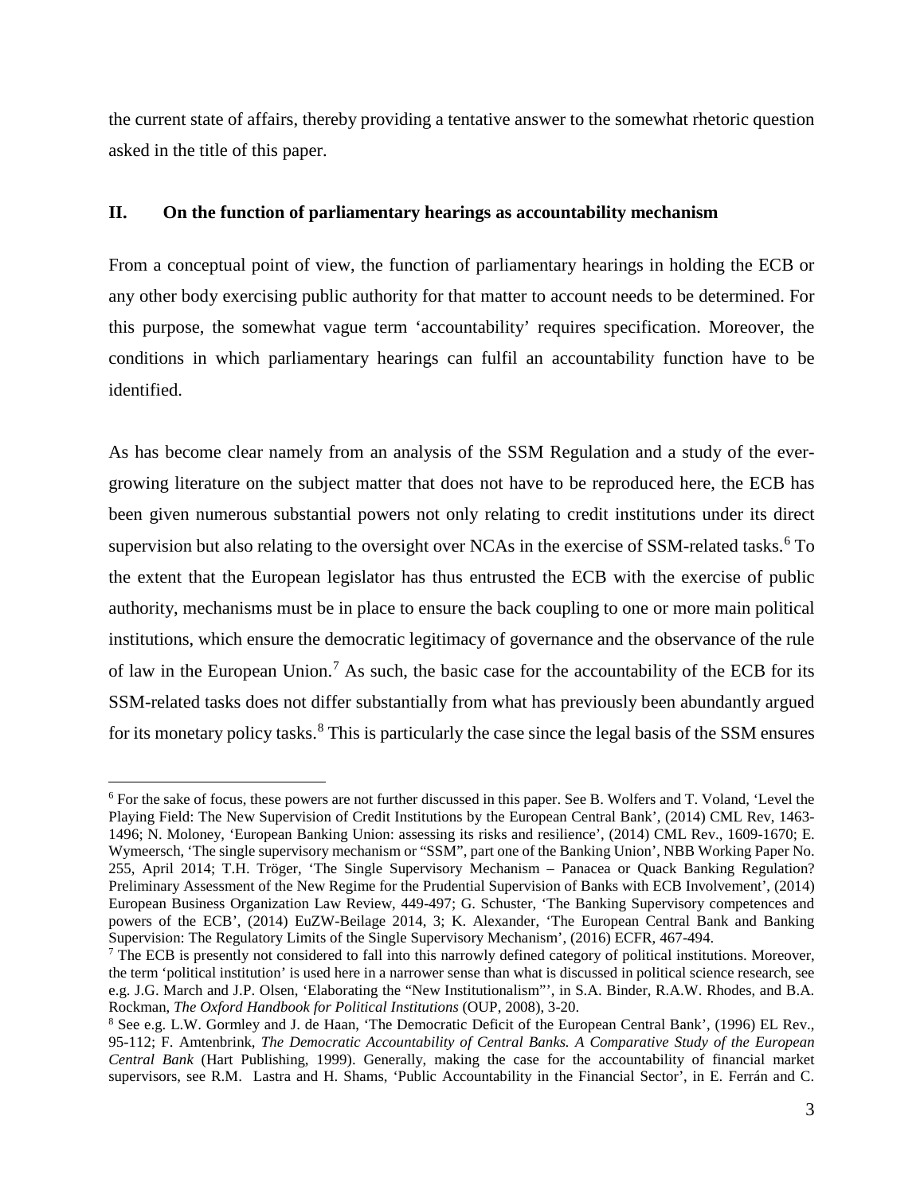the current state of affairs, thereby providing a tentative answer to the somewhat rhetoric question asked in the title of this paper.

## II. On the function of parliamentary hearings as accountability mechanism

From a conceptual point of view, the function of parliamentary hearings in holding the ECB or any other body exercising public authority for that matter to account needs to be determined. For this purpose, the somewhat vague term 'accountability' requires specification. Moreover, the conditions in which parliamentary hearings can fulfil an accountability function have to be identified.

As has become clear namely from an analysis of the SSM Regulation and a study of the ever-growing literature on the subject matter that does not have to be reproduced here, the ECB has been given numerous substantial powers not only relating to credit institutions under its direct supervision but also relating to the oversight over NCAs in the exercise of SSM-related tasks.[6] To the extent that the European legislator has thus entrusted the ECB with the exercise of public authority, mechanisms must be in place to ensure the back coupling to one or more main political institutions, which ensure the democratic legitimacy of governance and the observance of the rule of law in the European Union.[7] As such, the basic case for the accountability of the ECB for its SSM-related tasks does not differ substantially from what has previously been abundantly argued for its monetary policy tasks.[8] This is particularly the case since the legal basis of the SSM ensures

---

[6] For the sake of focus, these powers are not further discussed in this paper. See B. Wolfers and T. Voland, 'Level the Playing Field: The New Supervision of Credit Institutions by the European Central Bank', (2014) CML Rev, 1463-1496; N. Moloney, 'European Banking Union: assessing its risks and resilience', (2014) CML Rev., 1609-1670; E. Wymeersch, 'The single supervisory mechanism or "SSM", part one of the Banking Union', NBB Working Paper No. 255, April 2014; T.H. Tröger, 'The Single Supervisory Mechanism – Panacea or Quack Banking Regulation? Preliminary Assessment of the New Regime for the Prudential Supervision of Banks with ECB Involvement', (2014) European Business Organization Law Review, 449-497; G. Schuster, 'The Banking Supervisory competences and powers of the ECB', (2014) EuZW-Beilage 2014, 3; K. Alexander, 'The European Central Bank and Banking Supervision: The Regulatory Limits of the Single Supervisory Mechanism', (2016) ECFR, 467-494.

[7] The ECB is presently not considered to fall into this narrowly defined category of political institutions. Moreover, the term 'political institution' is used here in a narrower sense than what is discussed in political science research, see e.g. J.G. March and J.P. Olsen, 'Elaborating the "New Institutionalism"', in S.A. Binder, R.A.W. Rhodes, and B.A. Rockman, *The Oxford Handbook for Political Institutions* (OUP, 2008), 3-20.

[8] See e.g. L.W. Gormley and J. de Haan, 'The Democratic Deficit of the European Central Bank', (1996) EL Rev., 95-112; F. Amtenbrink, *The Democratic Accountability of Central Banks. A Comparative Study of the European Central Bank* (Hart Publishing, 1999). Generally, making the case for the accountability of financial market supervisors, see R.M. Lastra and H. Shams, 'Public Accountability in the Financial Sector', in E. Ferrán and C.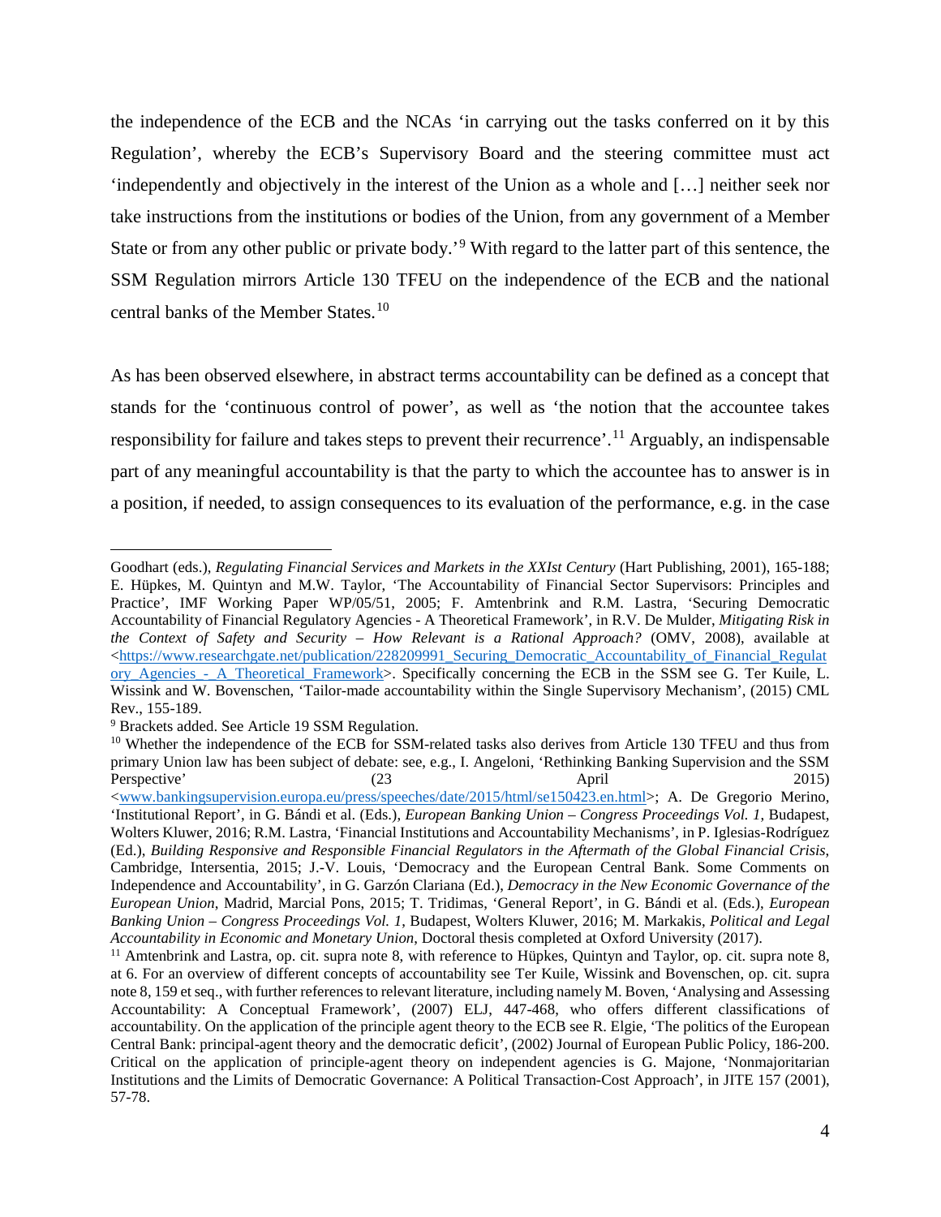the independence of the ECB and the NCAs 'in carrying out the tasks conferred on it by this Regulation', whereby the ECB's Supervisory Board and the steering committee must act 'independently and objectively in the interest of the Union as a whole and […] neither seek nor take instructions from the institutions or bodies of the Union, from any government of a Member State or from any other public or private body.'[9] With regard to the latter part of this sentence, the SSM Regulation mirrors Article 130 TFEU on the independence of the ECB and the national central banks of the Member States.[10]

As has been observed elsewhere, in abstract terms accountability can be defined as a concept that stands for the 'continuous control of power', as well as 'the notion that the accountee takes responsibility for failure and takes steps to prevent their recurrence'.[11] Arguably, an indispensable part of any meaningful accountability is that the party to which the accountee has to answer is in a position, if needed, to assign consequences to its evaluation of the performance, e.g. in the case

---

Goodhart (eds.), *Regulating Financial Services and Markets in the XXIst Century* (Hart Publishing, 2001), 165-188; E. Hüpkes, M. Quintyn and M.W. Taylor, 'The Accountability of Financial Sector Supervisors: Principles and Practice', IMF Working Paper WP/05/51, 2005; F. Amtenbrink and R.M. Lastra, 'Securing Democratic Accountability of Financial Regulatory Agencies - A Theoretical Framework', in R.V. De Mulder, *Mitigating Risk in the Context of Safety and Security – How Relevant is a Rational Approach?* (OMV, 2008), available at <https://www.researchgate.net/publication/228209991_Securing_Democratic_Accountability_of_Financial_Regulatory_Agencies_-_A_Theoretical_Framework>. Specifically concerning the ECB in the SSM see G. Ter Kuile, L. Wissink and W. Bovenschen, 'Tailor-made accountability within the Single Supervisory Mechanism', (2015) CML Rev., 155-189.

[9] Brackets added. See Article 19 SSM Regulation.

[10] Whether the independence of the ECB for SSM-related tasks also derives from Article 130 TFEU and thus from primary Union law has been subject of debate: see, e.g., I. Angeloni, 'Rethinking Banking Supervision and the SSM Perspective' (23 April 2015) <www.bankingsupervision.europa.eu/press/speeches/date/2015/html/se150423.en.html>; A. De Gregorio Merino, 'Institutional Report', in G. Bándi et al. (Eds.), *European Banking Union – Congress Proceedings Vol. 1*, Budapest, Wolters Kluwer, 2016; R.M. Lastra, 'Financial Institutions and Accountability Mechanisms', in P. Iglesias-Rodríguez (Ed.), *Building Responsive and Responsible Financial Regulators in the Aftermath of the Global Financial Crisis*, Cambridge, Intersentia, 2015; J.-V. Louis, 'Democracy and the European Central Bank. Some Comments on Independence and Accountability', in G. Garzón Clariana (Ed.), *Democracy in the New Economic Governance of the European Union*, Madrid, Marcial Pons, 2015; T. Tridimas, 'General Report', in G. Bándi et al. (Eds.), *European Banking Union – Congress Proceedings Vol. 1*, Budapest, Wolters Kluwer, 2016; M. Markakis, *Political and Legal Accountability in Economic and Monetary Union*, Doctoral thesis completed at Oxford University (2017).

[11] Amtenbrink and Lastra, op. cit. supra note 8, with reference to Hüpkes, Quintyn and Taylor, op. cit. supra note 8, at 6. For an overview of different concepts of accountability see Ter Kuile, Wissink and Bovenschen, op. cit. supra note 8, 159 et seq., with further references to relevant literature, including namely M. Boven, 'Analysing and Assessing Accountability: A Conceptual Framework', (2007) ELJ, 447-468, who offers different classifications of accountability. On the application of the principle agent theory to the ECB see R. Elgie, 'The politics of the European Central Bank: principal-agent theory and the democratic deficit', (2002) Journal of European Public Policy, 186-200. Critical on the application of principle-agent theory on independent agencies is G. Majone, 'Nonmajoritarian Institutions and the Limits of Democratic Governance: A Political Transaction-Cost Approach', in JITE 157 (2001), 57-78.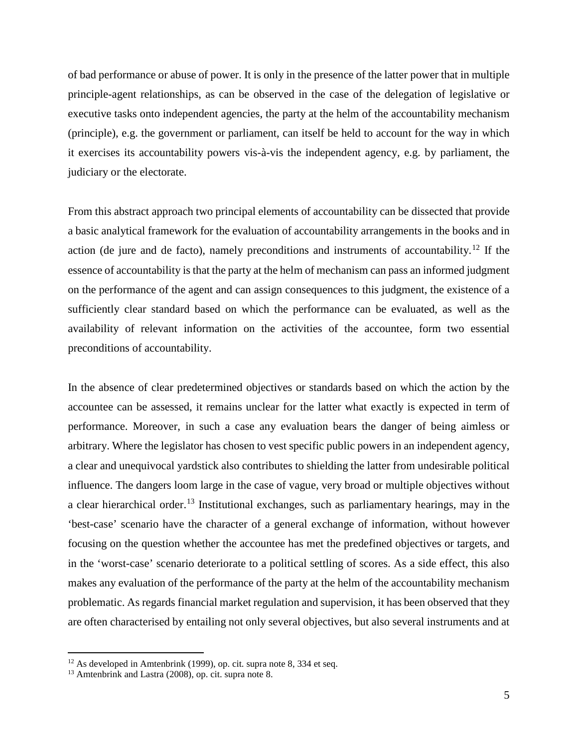of bad performance or abuse of power. It is only in the presence of the latter power that in multiple principle-agent relationships, as can be observed in the case of the delegation of legislative or executive tasks onto independent agencies, the party at the helm of the accountability mechanism (principle), e.g. the government or parliament, can itself be held to account for the way in which it exercises its accountability powers vis-à-vis the independent agency, e.g. by parliament, the judiciary or the electorate.

From this abstract approach two principal elements of accountability can be dissected that provide a basic analytical framework for the evaluation of accountability arrangements in the books and in action (de jure and de facto), namely preconditions and instruments of accountability.[12] If the essence of accountability is that the party at the helm of mechanism can pass an informed judgment on the performance of the agent and can assign consequences to this judgment, the existence of a sufficiently clear standard based on which the performance can be evaluated, as well as the availability of relevant information on the activities of the accountee, form two essential preconditions of accountability.

In the absence of clear predetermined objectives or standards based on which the action by the accountee can be assessed, it remains unclear for the latter what exactly is expected in term of performance. Moreover, in such a case any evaluation bears the danger of being aimless or arbitrary. Where the legislator has chosen to vest specific public powers in an independent agency, a clear and unequivocal yardstick also contributes to shielding the latter from undesirable political influence. The dangers loom large in the case of vague, very broad or multiple objectives without a clear hierarchical order.[13] Institutional exchanges, such as parliamentary hearings, may in the 'best-case' scenario have the character of a general exchange of information, without however focusing on the question whether the accountee has met the predefined objectives or targets, and in the 'worst-case' scenario deteriorate to a political settling of scores. As a side effect, this also makes any evaluation of the performance of the party at the helm of the accountability mechanism problematic. As regards financial market regulation and supervision, it has been observed that they are often characterised by entailing not only several objectives, but also several instruments and at

[12] As developed in Amtenbrink (1999), op. cit. supra note 8, 334 et seq.

[13] Amtenbrink and Lastra (2008), op. cit. supra note 8.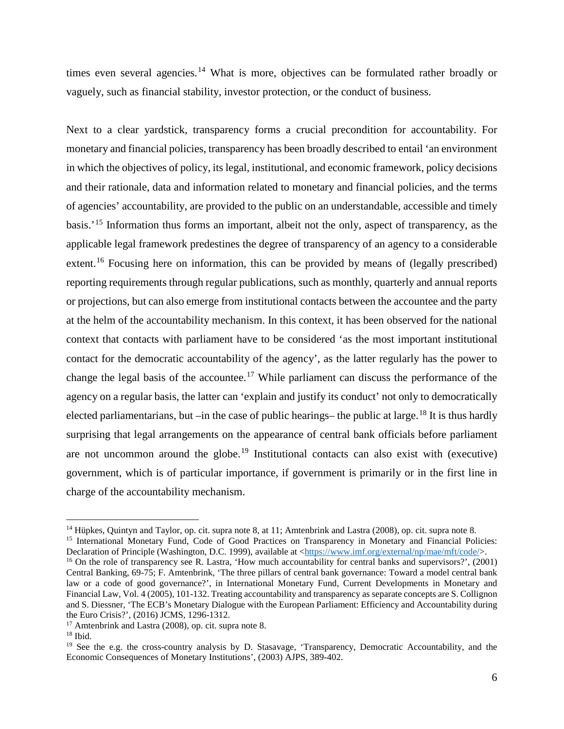times even several agencies.[14] What is more, objectives can be formulated rather broadly or vaguely, such as financial stability, investor protection, or the conduct of business.

Next to a clear yardstick, transparency forms a crucial precondition for accountability. For monetary and financial policies, transparency has been broadly described to entail 'an environment in which the objectives of policy, its legal, institutional, and economic framework, policy decisions and their rationale, data and information related to monetary and financial policies, and the terms of agencies' accountability, are provided to the public on an understandable, accessible and timely basis.'[15] Information thus forms an important, albeit not the only, aspect of transparency, as the applicable legal framework predestines the degree of transparency of an agency to a considerable extent.[16] Focusing here on information, this can be provided by means of (legally prescribed) reporting requirements through regular publications, such as monthly, quarterly and annual reports or projections, but can also emerge from institutional contacts between the accountee and the party at the helm of the accountability mechanism. In this context, it has been observed for the national context that contacts with parliament have to be considered 'as the most important institutional contact for the democratic accountability of the agency', as the latter regularly has the power to change the legal basis of the accountee.[17] While parliament can discuss the performance of the agency on a regular basis, the latter can 'explain and justify its conduct' not only to democratically elected parliamentarians, but –in the case of public hearings– the public at large.[18] It is thus hardly surprising that legal arrangements on the appearance of central bank officials before parliament are not uncommon around the globe.[19] Institutional contacts can also exist with (executive) government, which is of particular importance, if government is primarily or in the first line in charge of the accountability mechanism.

---

[14] Hüpkes, Quintyn and Taylor, op. cit. supra note 8, at 11; Amtenbrink and Lastra (2008), op. cit. supra note 8.

[15] International Monetary Fund, Code of Good Practices on Transparency in Monetary and Financial Policies: Declaration of Principle (Washington, D.C. 1999), available at <https://www.imf.org/external/np/mae/mft/code/>.

[16] On the role of transparency see R. Lastra, 'How much accountability for central banks and supervisors?', (2001) Central Banking, 69-75; F. Amtenbrink, 'The three pillars of central bank governance: Toward a model central bank law or a code of good governance?', in International Monetary Fund, Current Developments in Monetary and Financial Law, Vol. 4 (2005), 101-132. Treating accountability and transparency as separate concepts are S. Collignon and S. Diessner, 'The ECB's Monetary Dialogue with the European Parliament: Efficiency and Accountability during the Euro Crisis?', (2016) JCMS, 1296-1312.

[17] Amtenbrink and Lastra (2008), op. cit. supra note 8.

[18] Ibid.

[19] See the e.g. the cross-country analysis by D. Stasavage, 'Transparency, Democratic Accountability, and the Economic Consequences of Monetary Institutions', (2003) AJPS, 389-402.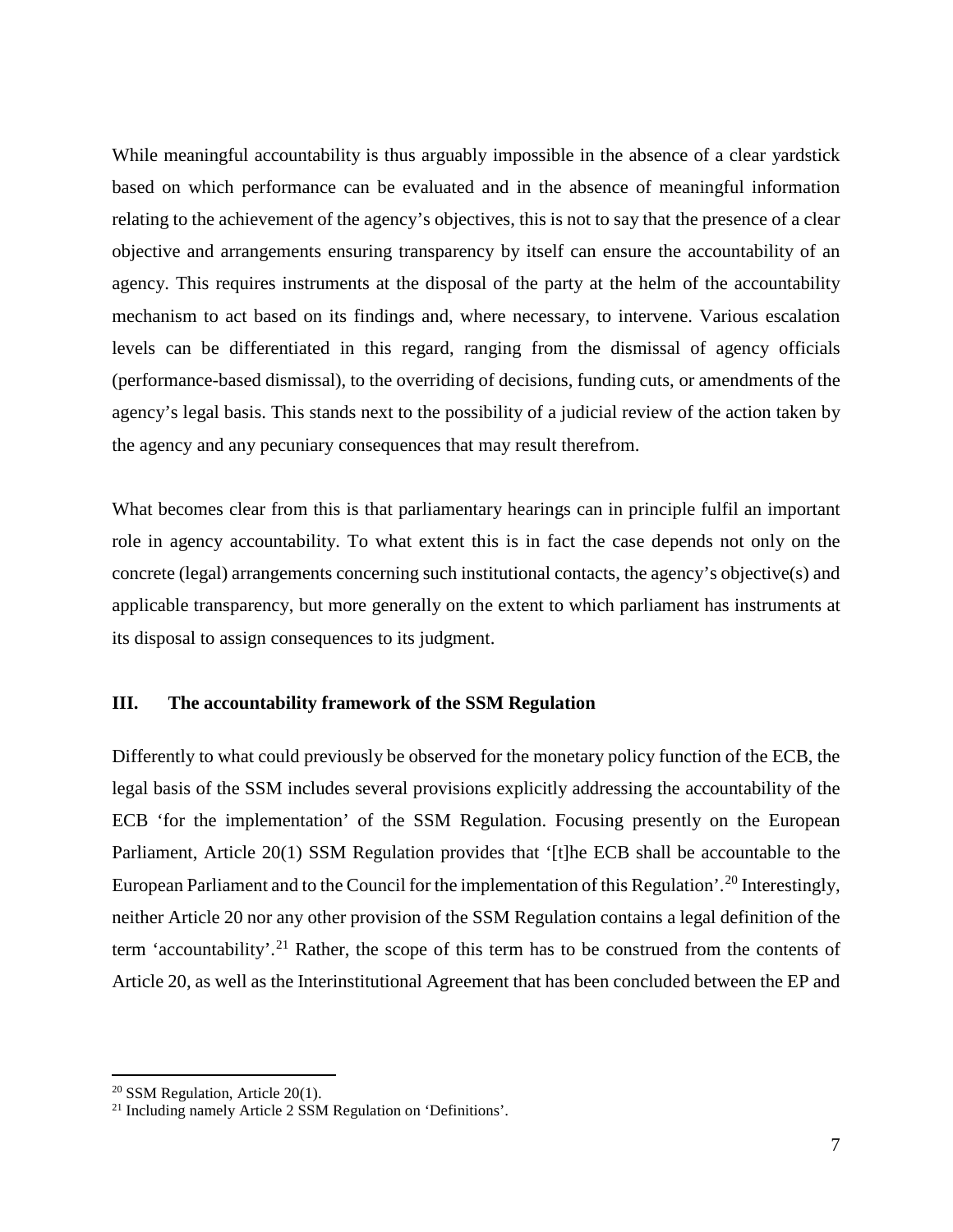While meaningful accountability is thus arguably impossible in the absence of a clear yardstick based on which performance can be evaluated and in the absence of meaningful information relating to the achievement of the agency's objectives, this is not to say that the presence of a clear objective and arrangements ensuring transparency by itself can ensure the accountability of an agency. This requires instruments at the disposal of the party at the helm of the accountability mechanism to act based on its findings and, where necessary, to intervene. Various escalation levels can be differentiated in this regard, ranging from the dismissal of agency officials (performance-based dismissal), to the overriding of decisions, funding cuts, or amendments of the agency's legal basis. This stands next to the possibility of a judicial review of the action taken by the agency and any pecuniary consequences that may result therefrom.

What becomes clear from this is that parliamentary hearings can in principle fulfil an important role in agency accountability. To what extent this is in fact the case depends not only on the concrete (legal) arrangements concerning such institutional contacts, the agency's objective(s) and applicable transparency, but more generally on the extent to which parliament has instruments at its disposal to assign consequences to its judgment.

## III. The accountability framework of the SSM Regulation

Differently to what could previously be observed for the monetary policy function of the ECB, the legal basis of the SSM includes several provisions explicitly addressing the accountability of the ECB 'for the implementation' of the SSM Regulation. Focusing presently on the European Parliament, Article 20(1) SSM Regulation provides that '[t]he ECB shall be accountable to the European Parliament and to the Council for the implementation of this Regulation'.[20] Interestingly, neither Article 20 nor any other provision of the SSM Regulation contains a legal definition of the term 'accountability'.[21] Rather, the scope of this term has to be construed from the contents of Article 20, as well as the Interinstitutional Agreement that has been concluded between the EP and

[20] SSM Regulation, Article 20(1).

[21] Including namely Article 2 SSM Regulation on 'Definitions'.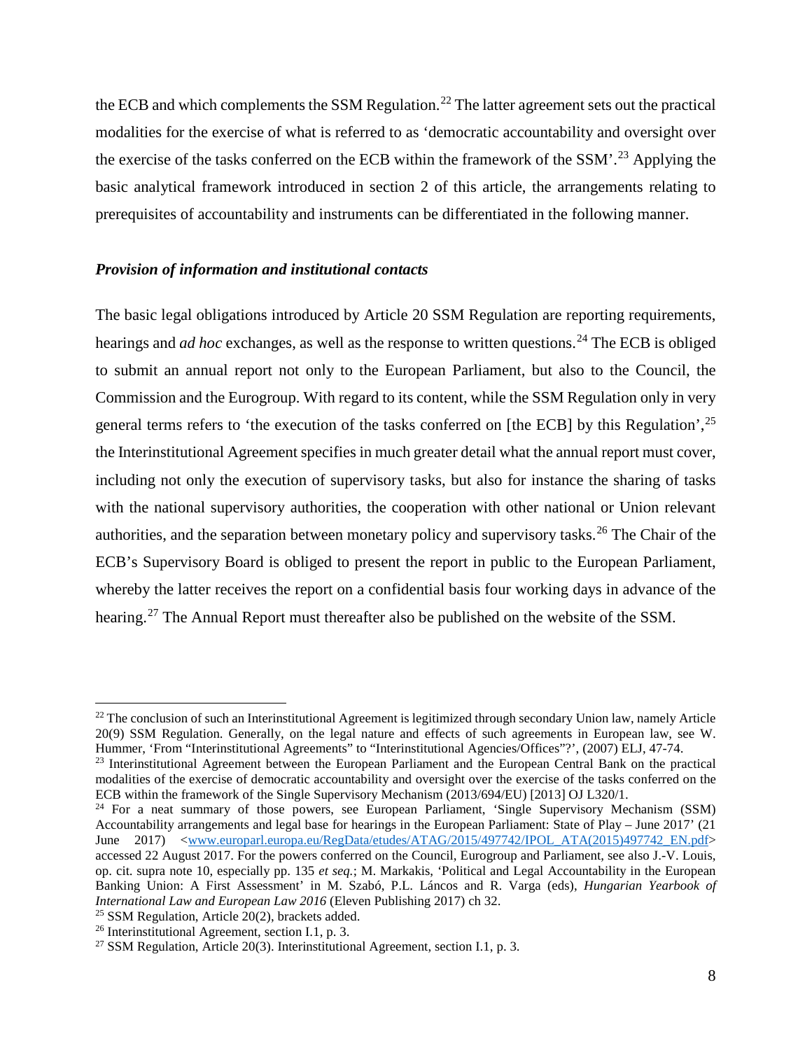the ECB and which complements the SSM Regulation.[22] The latter agreement sets out the practical modalities for the exercise of what is referred to as 'democratic accountability and oversight over the exercise of the tasks conferred on the ECB within the framework of the SSM'.[23] Applying the basic analytical framework introduced in section 2 of this article, the arrangements relating to prerequisites of accountability and instruments can be differentiated in the following manner.

### *Provision of information and institutional contacts*

The basic legal obligations introduced by Article 20 SSM Regulation are reporting requirements, hearings and *ad hoc* exchanges, as well as the response to written questions.[24] The ECB is obliged to submit an annual report not only to the European Parliament, but also to the Council, the Commission and the Eurogroup. With regard to its content, while the SSM Regulation only in very general terms refers to 'the execution of the tasks conferred on [the ECB] by this Regulation',[25] the Interinstitutional Agreement specifies in much greater detail what the annual report must cover, including not only the execution of supervisory tasks, but also for instance the sharing of tasks with the national supervisory authorities, the cooperation with other national or Union relevant authorities, and the separation between monetary policy and supervisory tasks.[26] The Chair of the ECB's Supervisory Board is obliged to present the report in public to the European Parliament, whereby the latter receives the report on a confidential basis four working days in advance of the hearing.[27] The Annual Report must thereafter also be published on the website of the SSM.

---

[22] The conclusion of such an Interinstitutional Agreement is legitimized through secondary Union law, namely Article 20(9) SSM Regulation. Generally, on the legal nature and effects of such agreements in European law, see W. Hummer, 'From "Interinstitutional Agreements" to "Interinstitutional Agencies/Offices"?', (2007) ELJ, 47-74.

[23] Interinstitutional Agreement between the European Parliament and the European Central Bank on the practical modalities of the exercise of democratic accountability and oversight over the exercise of the tasks conferred on the ECB within the framework of the Single Supervisory Mechanism (2013/694/EU) [2013] OJ L320/1.

[24] For a neat summary of those powers, see European Parliament, 'Single Supervisory Mechanism (SSM) Accountability arrangements and legal base for hearings in the European Parliament: State of Play – June 2017' (21 June 2017) <www.europarl.europa.eu/RegData/etudes/ATAG/2015/497742/IPOL_ATA(2015)497742_EN.pdf> accessed 22 August 2017. For the powers conferred on the Council, Eurogroup and Parliament, see also J.-V. Louis, op. cit. supra note 10, especially pp. 135 *et seq.*; M. Markakis, 'Political and Legal Accountability in the European Banking Union: A First Assessment' in M. Szabó, P.L. Láncos and R. Varga (eds), *Hungarian Yearbook of International Law and European Law 2016* (Eleven Publishing 2017) ch 32.

[25] SSM Regulation, Article 20(2), brackets added.

[26] Interinstitutional Agreement, section I.1, p. 3.

[27] SSM Regulation, Article 20(3). Interinstitutional Agreement, section I.1, p. 3.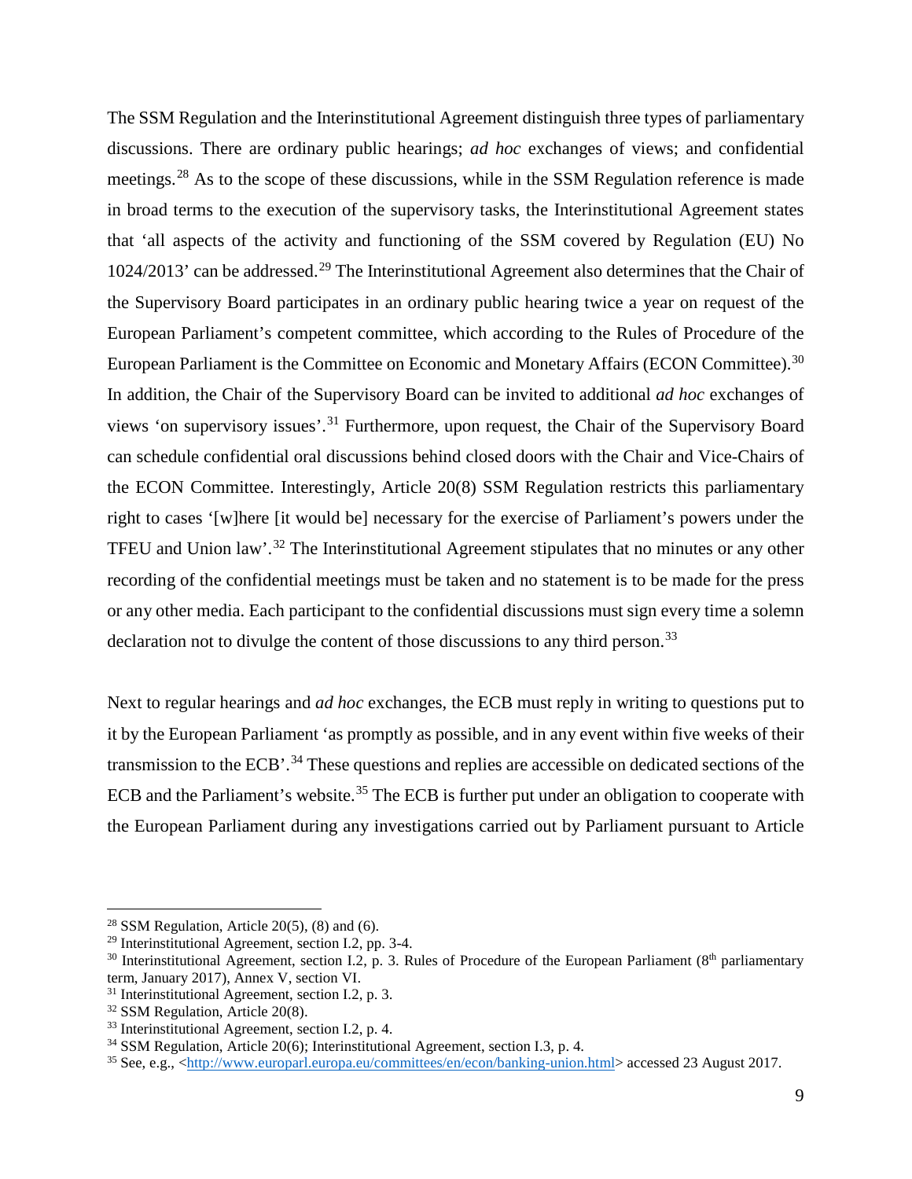The SSM Regulation and the Interinstitutional Agreement distinguish three types of parliamentary discussions. There are ordinary public hearings; *ad hoc* exchanges of views; and confidential meetings.[28] As to the scope of these discussions, while in the SSM Regulation reference is made in broad terms to the execution of the supervisory tasks, the Interinstitutional Agreement states that 'all aspects of the activity and functioning of the SSM covered by Regulation (EU) No 1024/2013' can be addressed.[29] The Interinstitutional Agreement also determines that the Chair of the Supervisory Board participates in an ordinary public hearing twice a year on request of the European Parliament's competent committee, which according to the Rules of Procedure of the European Parliament is the Committee on Economic and Monetary Affairs (ECON Committee).[30] In addition, the Chair of the Supervisory Board can be invited to additional *ad hoc* exchanges of views 'on supervisory issues'.[31] Furthermore, upon request, the Chair of the Supervisory Board can schedule confidential oral discussions behind closed doors with the Chair and Vice-Chairs of the ECON Committee. Interestingly, Article 20(8) SSM Regulation restricts this parliamentary right to cases '[w]here [it would be] necessary for the exercise of Parliament's powers under the TFEU and Union law'.[32] The Interinstitutional Agreement stipulates that no minutes or any other recording of the confidential meetings must be taken and no statement is to be made for the press or any other media. Each participant to the confidential discussions must sign every time a solemn declaration not to divulge the content of those discussions to any third person.[33]

Next to regular hearings and *ad hoc* exchanges, the ECB must reply in writing to questions put to it by the European Parliament 'as promptly as possible, and in any event within five weeks of their transmission to the ECB'.[34] These questions and replies are accessible on dedicated sections of the ECB and the Parliament's website.[35] The ECB is further put under an obligation to cooperate with the European Parliament during any investigations carried out by Parliament pursuant to Article

---

[28] SSM Regulation, Article 20(5), (8) and (6).

[29] Interinstitutional Agreement, section I.2, pp. 3-4.

[30] Interinstitutional Agreement, section I.2, p. 3. Rules of Procedure of the European Parliament (8th parliamentary term, January 2017), Annex V, section VI.

[31] Interinstitutional Agreement, section I.2, p. 3.

[32] SSM Regulation, Article 20(8).

[33] Interinstitutional Agreement, section I.2, p. 4.

[34] SSM Regulation, Article 20(6); Interinstitutional Agreement, section I.3, p. 4.

[35] See, e.g., <http://www.europarl.europa.eu/committees/en/econ/banking-union.html> accessed 23 August 2017.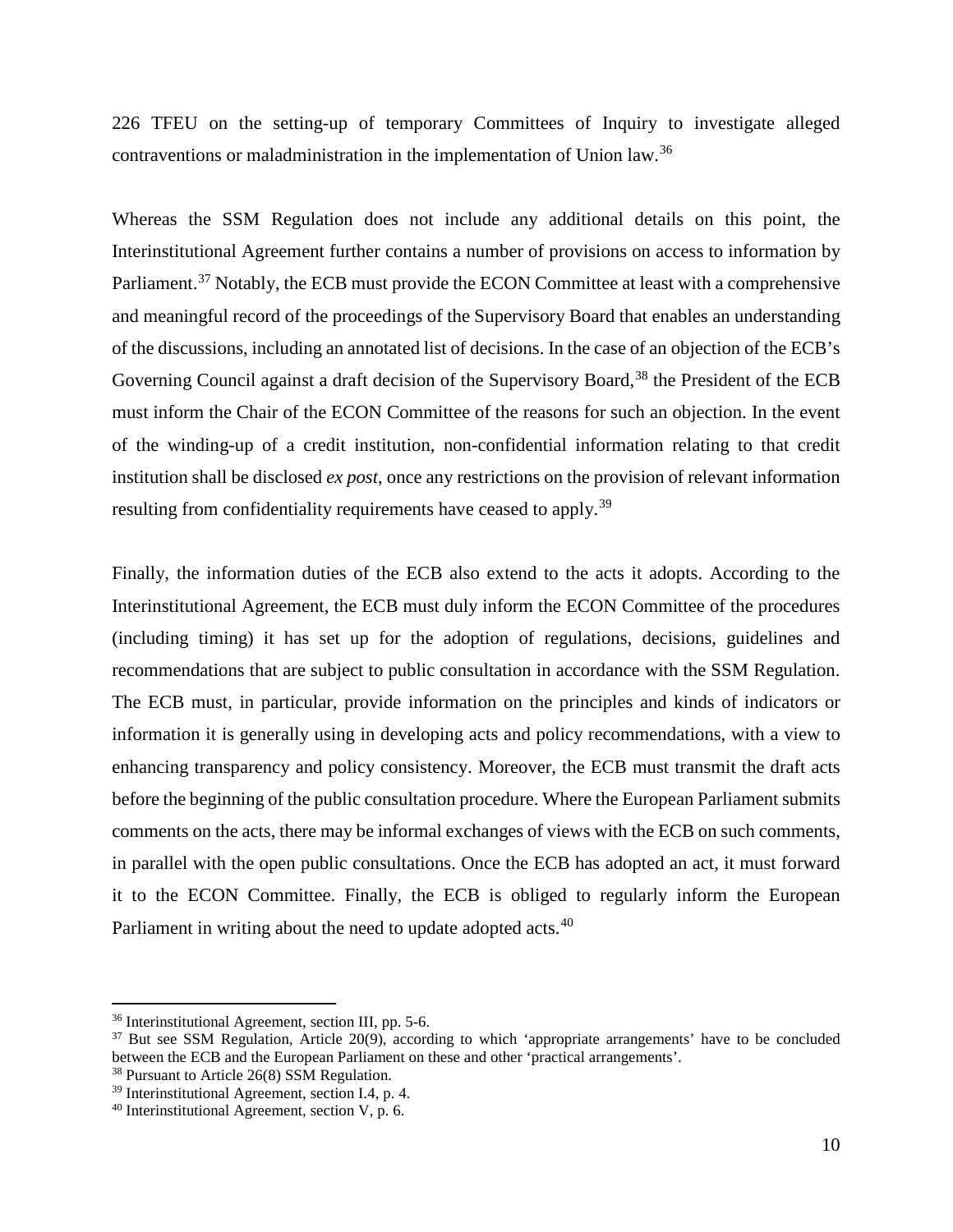226 TFEU on the setting-up of temporary Committees of Inquiry to investigate alleged contraventions or maladministration in the implementation of Union law.[36]

Whereas the SSM Regulation does not include any additional details on this point, the Interinstitutional Agreement further contains a number of provisions on access to information by Parliament.[37] Notably, the ECB must provide the ECON Committee at least with a comprehensive and meaningful record of the proceedings of the Supervisory Board that enables an understanding of the discussions, including an annotated list of decisions. In the case of an objection of the ECB's Governing Council against a draft decision of the Supervisory Board,[38] the President of the ECB must inform the Chair of the ECON Committee of the reasons for such an objection. In the event of the winding-up of a credit institution, non-confidential information relating to that credit institution shall be disclosed *ex post*, once any restrictions on the provision of relevant information resulting from confidentiality requirements have ceased to apply.[39]

Finally, the information duties of the ECB also extend to the acts it adopts. According to the Interinstitutional Agreement, the ECB must duly inform the ECON Committee of the procedures (including timing) it has set up for the adoption of regulations, decisions, guidelines and recommendations that are subject to public consultation in accordance with the SSM Regulation. The ECB must, in particular, provide information on the principles and kinds of indicators or information it is generally using in developing acts and policy recommendations, with a view to enhancing transparency and policy consistency. Moreover, the ECB must transmit the draft acts before the beginning of the public consultation procedure. Where the European Parliament submits comments on the acts, there may be informal exchanges of views with the ECB on such comments, in parallel with the open public consultations. Once the ECB has adopted an act, it must forward it to the ECON Committee. Finally, the ECB is obliged to regularly inform the European Parliament in writing about the need to update adopted acts.[40]

---

[36] Interinstitutional Agreement, section III, pp. 5-6.

[37] But see SSM Regulation, Article 20(9), according to which 'appropriate arrangements' have to be concluded between the ECB and the European Parliament on these and other 'practical arrangements'.

[38] Pursuant to Article 26(8) SSM Regulation.

[39] Interinstitutional Agreement, section I.4, p. 4.

[40] Interinstitutional Agreement, section V, p. 6.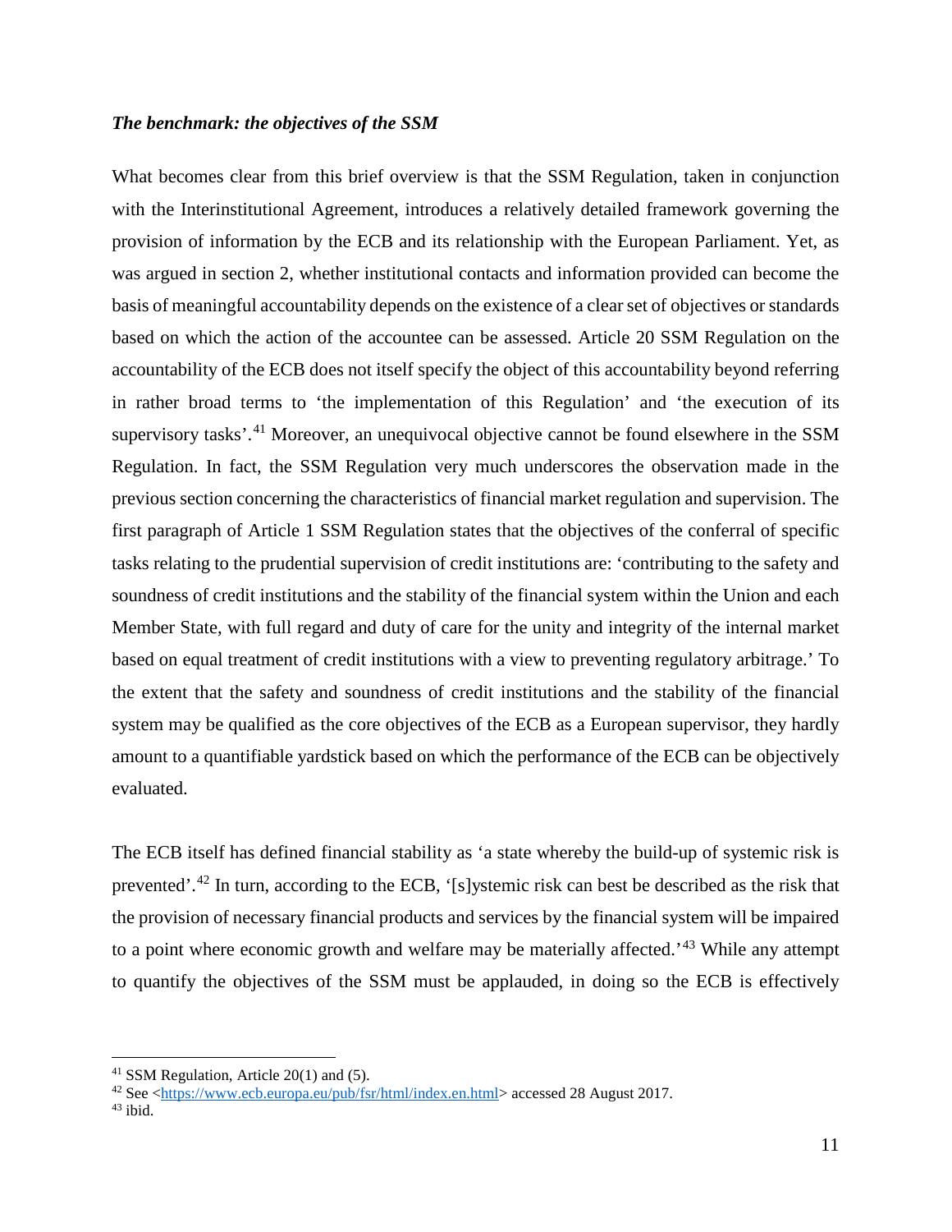### *The benchmark: the objectives of the SSM*

What becomes clear from this brief overview is that the SSM Regulation, taken in conjunction with the Interinstitutional Agreement, introduces a relatively detailed framework governing the provision of information by the ECB and its relationship with the European Parliament. Yet, as was argued in section 2, whether institutional contacts and information provided can become the basis of meaningful accountability depends on the existence of a clear set of objectives or standards based on which the action of the accountee can be assessed. Article 20 SSM Regulation on the accountability of the ECB does not itself specify the object of this accountability beyond referring in rather broad terms to 'the implementation of this Regulation' and 'the execution of its supervisory tasks'.[41] Moreover, an unequivocal objective cannot be found elsewhere in the SSM Regulation. In fact, the SSM Regulation very much underscores the observation made in the previous section concerning the characteristics of financial market regulation and supervision. The first paragraph of Article 1 SSM Regulation states that the objectives of the conferral of specific tasks relating to the prudential supervision of credit institutions are: 'contributing to the safety and soundness of credit institutions and the stability of the financial system within the Union and each Member State, with full regard and duty of care for the unity and integrity of the internal market based on equal treatment of credit institutions with a view to preventing regulatory arbitrage.' To the extent that the safety and soundness of credit institutions and the stability of the financial system may be qualified as the core objectives of the ECB as a European supervisor, they hardly amount to a quantifiable yardstick based on which the performance of the ECB can be objectively evaluated.

The ECB itself has defined financial stability as 'a state whereby the build-up of systemic risk is prevented'.[42] In turn, according to the ECB, '[s]ystemic risk can best be described as the risk that the provision of necessary financial products and services by the financial system will be impaired to a point where economic growth and welfare may be materially affected.'[43] While any attempt to quantify the objectives of the SSM must be applauded, in doing so the ECB is effectively

---

[41] SSM Regulation, Article 20(1) and (5).

[42] See <https://www.ecb.europa.eu/pub/fsr/html/index.en.html> accessed 28 August 2017.

[43] ibid.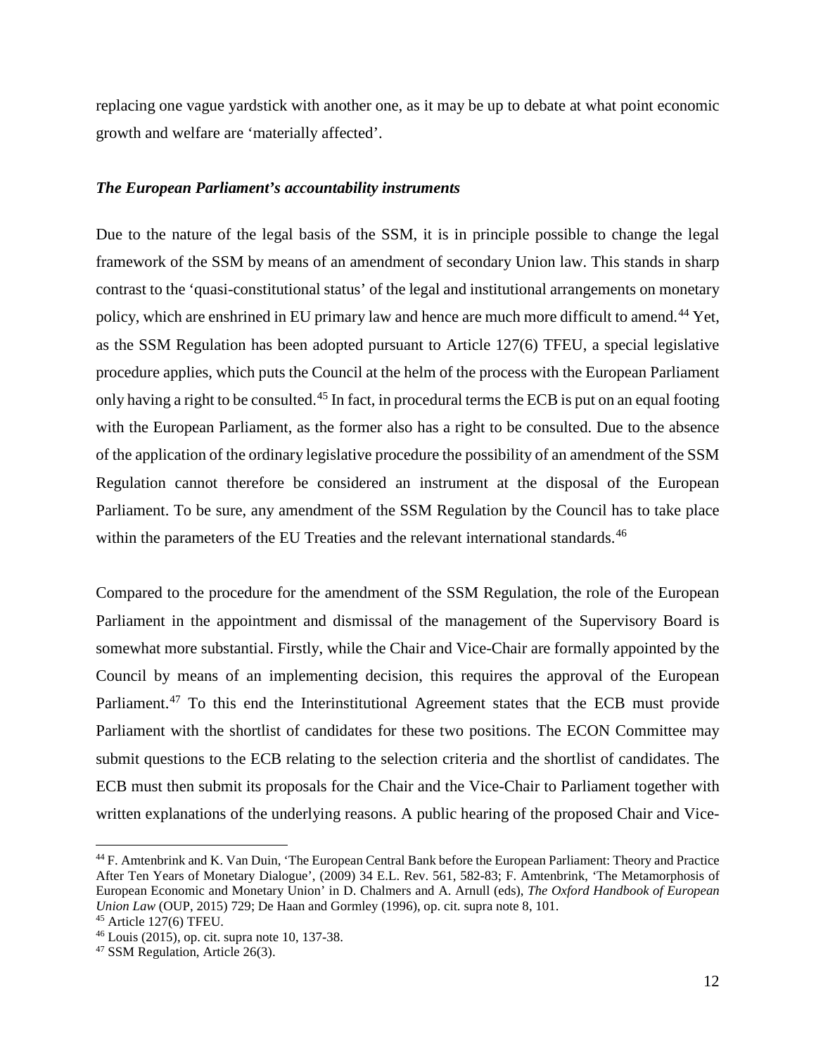replacing one vague yardstick with another one, as it may be up to debate at what point economic growth and welfare are 'materially affected'.

***The European Parliament's accountability instruments***

Due to the nature of the legal basis of the SSM, it is in principle possible to change the legal framework of the SSM by means of an amendment of secondary Union law. This stands in sharp contrast to the 'quasi-constitutional status' of the legal and institutional arrangements on monetary policy, which are enshrined in EU primary law and hence are much more difficult to amend.[44] Yet, as the SSM Regulation has been adopted pursuant to Article 127(6) TFEU, a special legislative procedure applies, which puts the Council at the helm of the process with the European Parliament only having a right to be consulted.[45] In fact, in procedural terms the ECB is put on an equal footing with the European Parliament, as the former also has a right to be consulted. Due to the absence of the application of the ordinary legislative procedure the possibility of an amendment of the SSM Regulation cannot therefore be considered an instrument at the disposal of the European Parliament. To be sure, any amendment of the SSM Regulation by the Council has to take place within the parameters of the EU Treaties and the relevant international standards.[46]

Compared to the procedure for the amendment of the SSM Regulation, the role of the European Parliament in the appointment and dismissal of the management of the Supervisory Board is somewhat more substantial. Firstly, while the Chair and Vice-Chair are formally appointed by the Council by means of an implementing decision, this requires the approval of the European Parliament.[47] To this end the Interinstitutional Agreement states that the ECB must provide Parliament with the shortlist of candidates for these two positions. The ECON Committee may submit questions to the ECB relating to the selection criteria and the shortlist of candidates. The ECB must then submit its proposals for the Chair and the Vice-Chair to Parliament together with written explanations of the underlying reasons. A public hearing of the proposed Chair and Vice-

---

[44] F. Amtenbrink and K. Van Duin, 'The European Central Bank before the European Parliament: Theory and Practice After Ten Years of Monetary Dialogue', (2009) 34 E.L. Rev. 561, 582-83; F. Amtenbrink, 'The Metamorphosis of European Economic and Monetary Union' in D. Chalmers and A. Arnull (eds), *The Oxford Handbook of European Union Law* (OUP, 2015) 729; De Haan and Gormley (1996), op. cit. supra note 8, 101.

[45] Article 127(6) TFEU.

[46] Louis (2015), op. cit. supra note 10, 137-38.

[47] SSM Regulation, Article 26(3).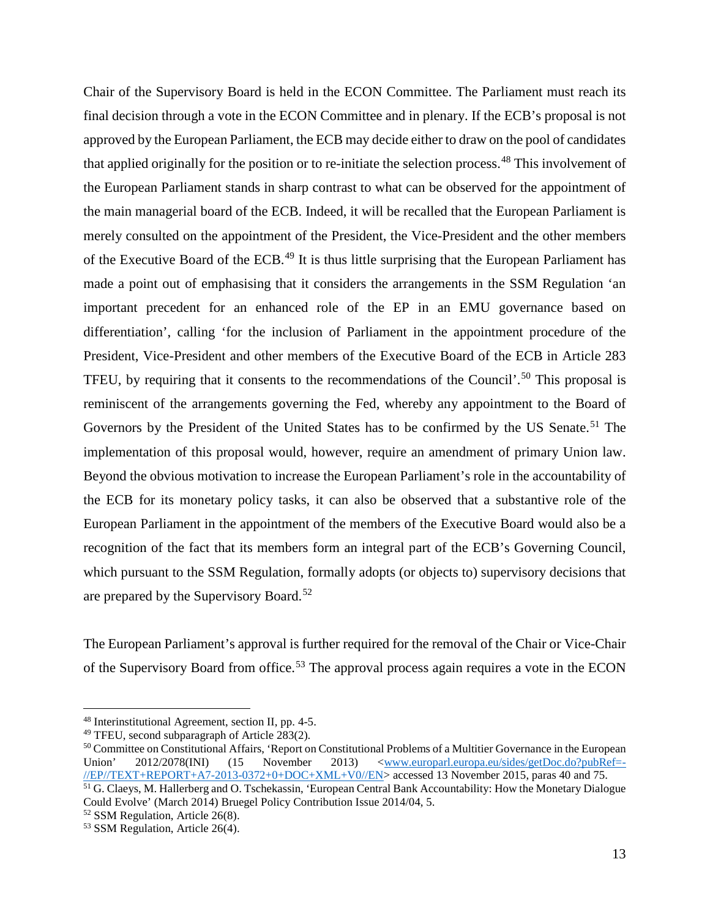Chair of the Supervisory Board is held in the ECON Committee. The Parliament must reach its final decision through a vote in the ECON Committee and in plenary. If the ECB's proposal is not approved by the European Parliament, the ECB may decide either to draw on the pool of candidates that applied originally for the position or to re-initiate the selection process.[48] This involvement of the European Parliament stands in sharp contrast to what can be observed for the appointment of the main managerial board of the ECB. Indeed, it will be recalled that the European Parliament is merely consulted on the appointment of the President, the Vice-President and the other members of the Executive Board of the ECB.[49] It is thus little surprising that the European Parliament has made a point out of emphasising that it considers the arrangements in the SSM Regulation 'an important precedent for an enhanced role of the EP in an EMU governance based on differentiation', calling 'for the inclusion of Parliament in the appointment procedure of the President, Vice-President and other members of the Executive Board of the ECB in Article 283 TFEU, by requiring that it consents to the recommendations of the Council'.[50] This proposal is reminiscent of the arrangements governing the Fed, whereby any appointment to the Board of Governors by the President of the United States has to be confirmed by the US Senate.[51] The implementation of this proposal would, however, require an amendment of primary Union law. Beyond the obvious motivation to increase the European Parliament's role in the accountability of the ECB for its monetary policy tasks, it can also be observed that a substantive role of the European Parliament in the appointment of the members of the Executive Board would also be a recognition of the fact that its members form an integral part of the ECB's Governing Council, which pursuant to the SSM Regulation, formally adopts (or objects to) supervisory decisions that are prepared by the Supervisory Board.[52]

The European Parliament's approval is further required for the removal of the Chair or Vice-Chair of the Supervisory Board from office.[53] The approval process again requires a vote in the ECON

---

[48] Interinstitutional Agreement, section II, pp. 4-5.

[49] TFEU, second subparagraph of Article 283(2).

[50] Committee on Constitutional Affairs, 'Report on Constitutional Problems of a Multitier Governance in the European Union' 2012/2078(INI) (15 November 2013) <www.europarl.europa.eu/sides/getDoc.do?pubRef=-//EP//TEXT+REPORT+A7-2013-0372+0+DOC+XML+V0//EN> accessed 13 November 2015, paras 40 and 75.

[51] G. Claeys, M. Hallerberg and O. Tschekassin, 'European Central Bank Accountability: How the Monetary Dialogue Could Evolve' (March 2014) Bruegel Policy Contribution Issue 2014/04, 5.

[52] SSM Regulation, Article 26(8).

[53] SSM Regulation, Article 26(4).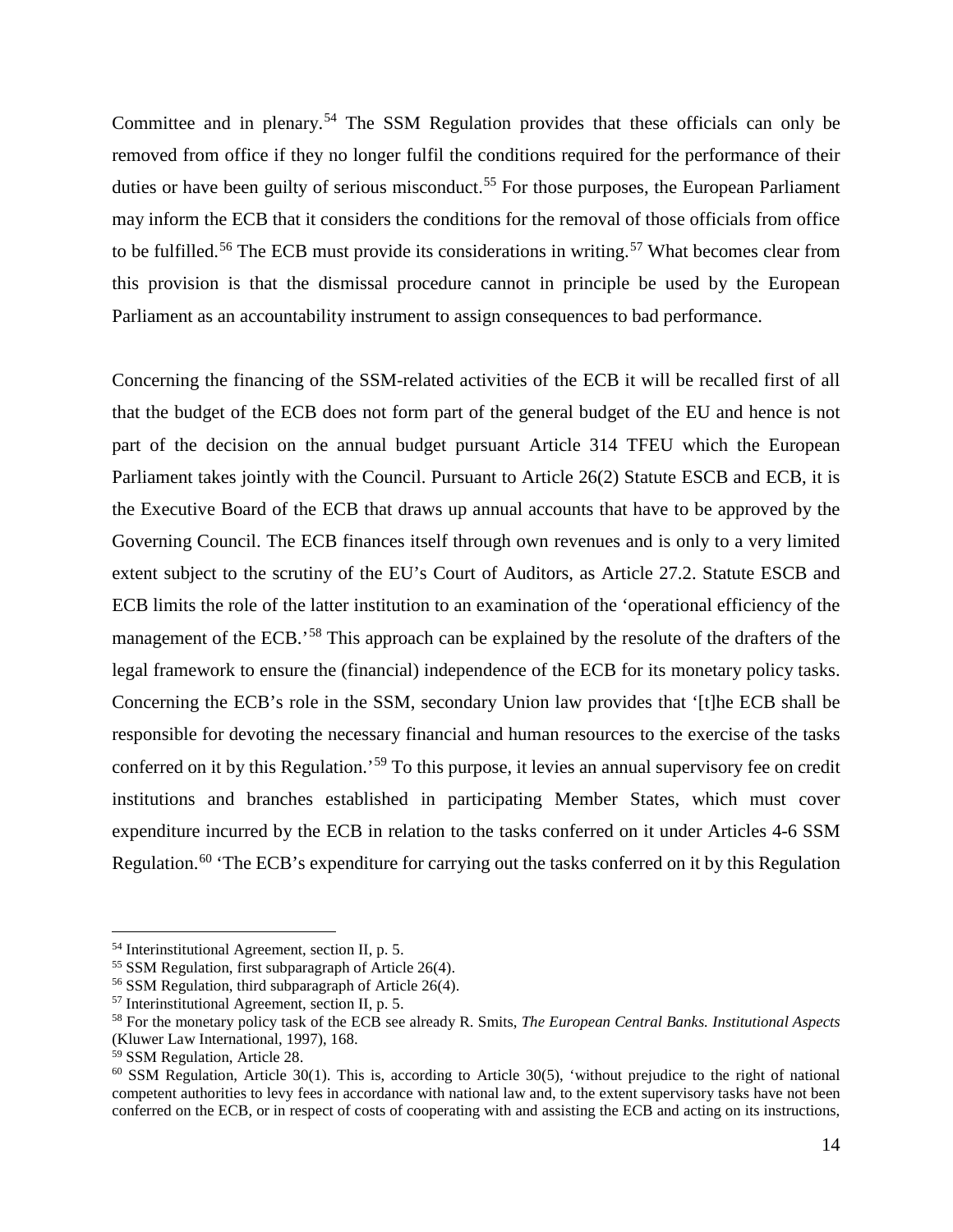Committee and in plenary.[54] The SSM Regulation provides that these officials can only be removed from office if they no longer fulfil the conditions required for the performance of their duties or have been guilty of serious misconduct.[55] For those purposes, the European Parliament may inform the ECB that it considers the conditions for the removal of those officials from office to be fulfilled.[56] The ECB must provide its considerations in writing.[57] What becomes clear from this provision is that the dismissal procedure cannot in principle be used by the European Parliament as an accountability instrument to assign consequences to bad performance.

Concerning the financing of the SSM-related activities of the ECB it will be recalled first of all that the budget of the ECB does not form part of the general budget of the EU and hence is not part of the decision on the annual budget pursuant Article 314 TFEU which the European Parliament takes jointly with the Council. Pursuant to Article 26(2) Statute ESCB and ECB, it is the Executive Board of the ECB that draws up annual accounts that have to be approved by the Governing Council. The ECB finances itself through own revenues and is only to a very limited extent subject to the scrutiny of the EU's Court of Auditors, as Article 27.2. Statute ESCB and ECB limits the role of the latter institution to an examination of the 'operational efficiency of the management of the ECB.'[58] This approach can be explained by the resolute of the drafters of the legal framework to ensure the (financial) independence of the ECB for its monetary policy tasks. Concerning the ECB's role in the SSM, secondary Union law provides that '[t]he ECB shall be responsible for devoting the necessary financial and human resources to the exercise of the tasks conferred on it by this Regulation.'[59] To this purpose, it levies an annual supervisory fee on credit institutions and branches established in participating Member States, which must cover expenditure incurred by the ECB in relation to the tasks conferred on it under Articles 4-6 SSM Regulation.[60] 'The ECB's expenditure for carrying out the tasks conferred on it by this Regulation

---

[54] Interinstitutional Agreement, section II, p. 5.

[55] SSM Regulation, first subparagraph of Article 26(4).

[56] SSM Regulation, third subparagraph of Article 26(4).

[57] Interinstitutional Agreement, section II, p. 5.

[58] For the monetary policy task of the ECB see already R. Smits, *The European Central Banks. Institutional Aspects* (Kluwer Law International, 1997), 168.

[59] SSM Regulation, Article 28.

[60] SSM Regulation, Article 30(1). This is, according to Article 30(5), 'without prejudice to the right of national competent authorities to levy fees in accordance with national law and, to the extent supervisory tasks have not been conferred on the ECB, or in respect of costs of cooperating with and assisting the ECB and acting on its instructions,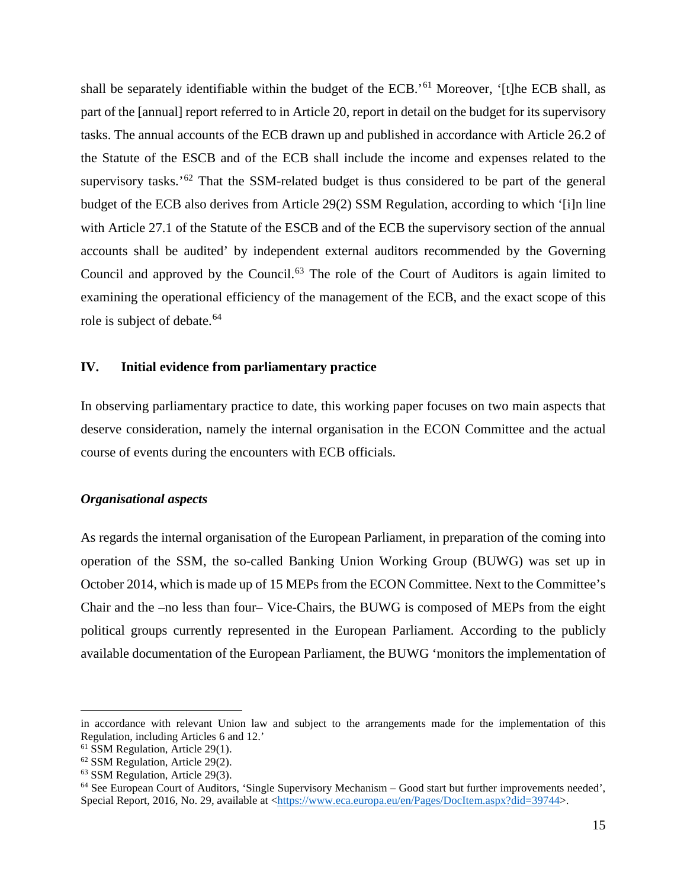shall be separately identifiable within the budget of the ECB.'[61] Moreover, '[t]he ECB shall, as part of the [annual] report referred to in Article 20, report in detail on the budget for its supervisory tasks. The annual accounts of the ECB drawn up and published in accordance with Article 26.2 of the Statute of the ESCB and of the ECB shall include the income and expenses related to the supervisory tasks.'[62] That the SSM-related budget is thus considered to be part of the general budget of the ECB also derives from Article 29(2) SSM Regulation, according to which '[i]n line with Article 27.1 of the Statute of the ESCB and of the ECB the supervisory section of the annual accounts shall be audited' by independent external auditors recommended by the Governing Council and approved by the Council.[63] The role of the Court of Auditors is again limited to examining the operational efficiency of the management of the ECB, and the exact scope of this role is subject of debate.[64]

## IV. Initial evidence from parliamentary practice

In observing parliamentary practice to date, this working paper focuses on two main aspects that deserve consideration, namely the internal organisation in the ECON Committee and the actual course of events during the encounters with ECB officials.

### *Organisational aspects*

As regards the internal organisation of the European Parliament, in preparation of the coming into operation of the SSM, the so-called Banking Union Working Group (BUWG) was set up in October 2014, which is made up of 15 MEPs from the ECON Committee. Next to the Committee's Chair and the –no less than four– Vice-Chairs, the BUWG is composed of MEPs from the eight political groups currently represented in the European Parliament. According to the publicly available documentation of the European Parliament, the BUWG 'monitors the implementation of

---

in accordance with relevant Union law and subject to the arrangements made for the implementation of this Regulation, including Articles 6 and 12.'

[61] SSM Regulation, Article 29(1).

[62] SSM Regulation, Article 29(2).

[63] SSM Regulation, Article 29(3).

[64] See European Court of Auditors, 'Single Supervisory Mechanism – Good start but further improvements needed', Special Report, 2016, No. 29, available at <https://www.eca.europa.eu/en/Pages/DocItem.aspx?did=39744>.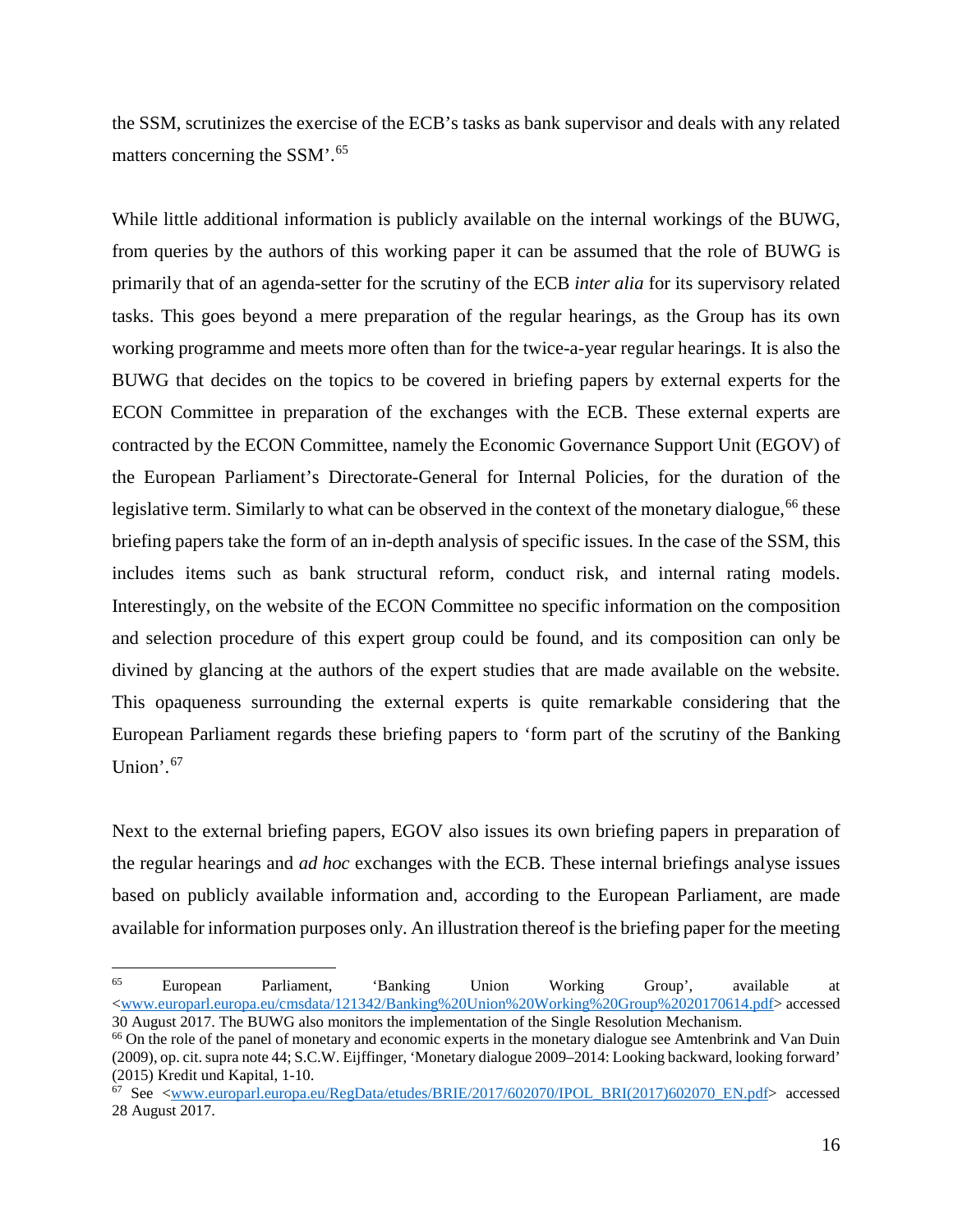the SSM, scrutinizes the exercise of the ECB's tasks as bank supervisor and deals with any related matters concerning the SSM'.[65]

While little additional information is publicly available on the internal workings of the BUWG, from queries by the authors of this working paper it can be assumed that the role of BUWG is primarily that of an agenda-setter for the scrutiny of the ECB *inter alia* for its supervisory related tasks. This goes beyond a mere preparation of the regular hearings, as the Group has its own working programme and meets more often than for the twice-a-year regular hearings. It is also the BUWG that decides on the topics to be covered in briefing papers by external experts for the ECON Committee in preparation of the exchanges with the ECB. These external experts are contracted by the ECON Committee, namely the Economic Governance Support Unit (EGOV) of the European Parliament's Directorate-General for Internal Policies, for the duration of the legislative term. Similarly to what can be observed in the context of the monetary dialogue,[66] these briefing papers take the form of an in-depth analysis of specific issues. In the case of the SSM, this includes items such as bank structural reform, conduct risk, and internal rating models. Interestingly, on the website of the ECON Committee no specific information on the composition and selection procedure of this expert group could be found, and its composition can only be divined by glancing at the authors of the expert studies that are made available on the website. This opaqueness surrounding the external experts is quite remarkable considering that the European Parliament regards these briefing papers to 'form part of the scrutiny of the Banking Union'.[67]

Next to the external briefing papers, EGOV also issues its own briefing papers in preparation of the regular hearings and *ad hoc* exchanges with the ECB. These internal briefings analyse issues based on publicly available information and, according to the European Parliament, are made available for information purposes only. An illustration thereof is the briefing paper for the meeting

---

[65] European Parliament, 'Banking Union Working Group', available at <www.europarl.europa.eu/cmsdata/121342/Banking%20Union%20Working%20Group%2020170614.pdf> accessed 30 August 2017. The BUWG also monitors the implementation of the Single Resolution Mechanism.

[66] On the role of the panel of monetary and economic experts in the monetary dialogue see Amtenbrink and Van Duin (2009), op. cit. supra note 44; S.C.W. Eijffinger, 'Monetary dialogue 2009–2014: Looking backward, looking forward' (2015) Kredit und Kapital, 1-10.

[67] See <www.europarl.europa.eu/RegData/etudes/BRIE/2017/602070/IPOL_BRI(2017)602070_EN.pdf> accessed 28 August 2017.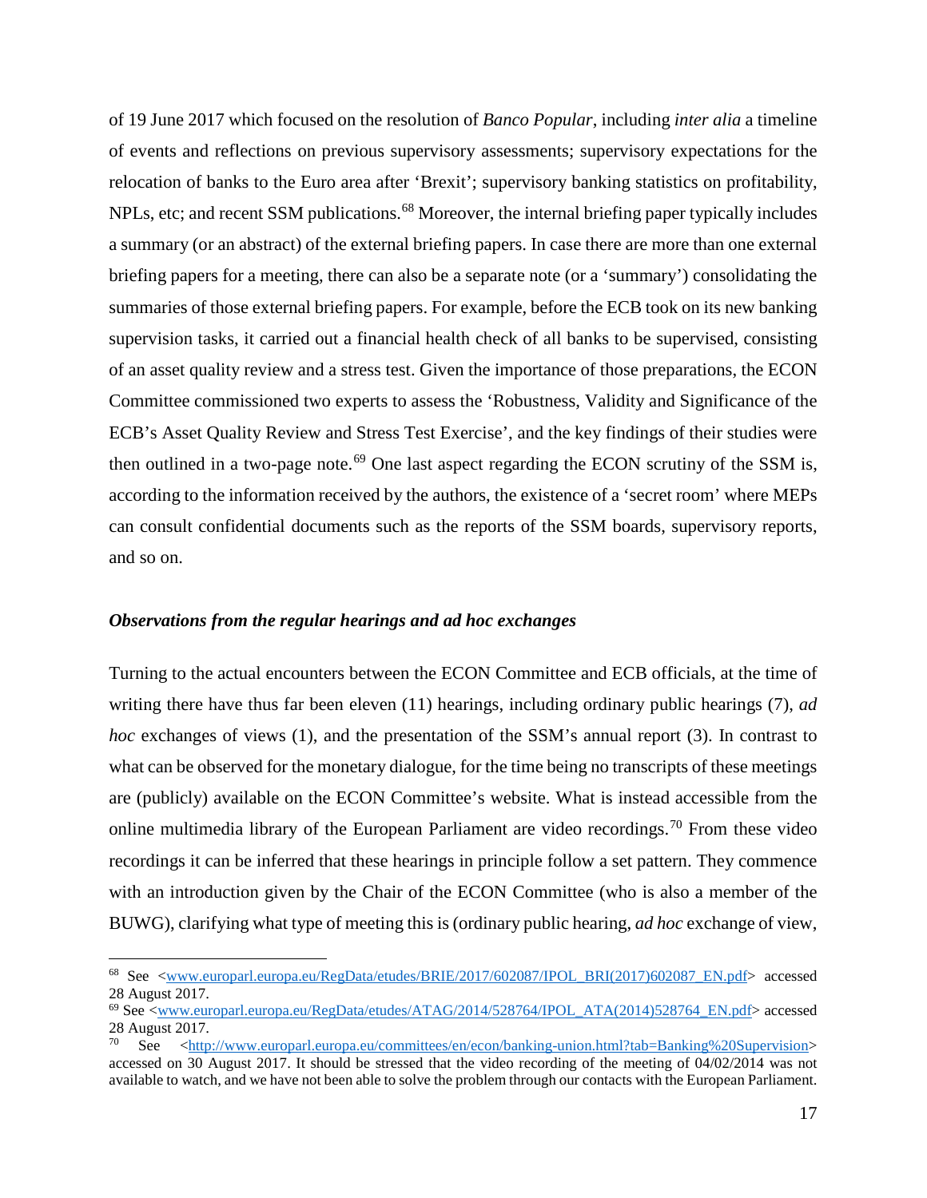of 19 June 2017 which focused on the resolution of *Banco Popular*, including *inter alia* a timeline of events and reflections on previous supervisory assessments; supervisory expectations for the relocation of banks to the Euro area after 'Brexit'; supervisory banking statistics on profitability, NPLs, etc; and recent SSM publications.[68] Moreover, the internal briefing paper typically includes a summary (or an abstract) of the external briefing papers. In case there are more than one external briefing papers for a meeting, there can also be a separate note (or a 'summary') consolidating the summaries of those external briefing papers. For example, before the ECB took on its new banking supervision tasks, it carried out a financial health check of all banks to be supervised, consisting of an asset quality review and a stress test. Given the importance of those preparations, the ECON Committee commissioned two experts to assess the 'Robustness, Validity and Significance of the ECB's Asset Quality Review and Stress Test Exercise', and the key findings of their studies were then outlined in a two-page note.[69] One last aspect regarding the ECON scrutiny of the SSM is, according to the information received by the authors, the existence of a 'secret room' where MEPs can consult confidential documents such as the reports of the SSM boards, supervisory reports, and so on.

### *Observations from the regular hearings and ad hoc exchanges*

Turning to the actual encounters between the ECON Committee and ECB officials, at the time of writing there have thus far been eleven (11) hearings, including ordinary public hearings (7), *ad hoc* exchanges of views (1), and the presentation of the SSM's annual report (3). In contrast to what can be observed for the monetary dialogue, for the time being no transcripts of these meetings are (publicly) available on the ECON Committee's website. What is instead accessible from the online multimedia library of the European Parliament are video recordings.[70] From these video recordings it can be inferred that these hearings in principle follow a set pattern. They commence with an introduction given by the Chair of the ECON Committee (who is also a member of the BUWG), clarifying what type of meeting this is (ordinary public hearing, *ad hoc* exchange of view,

---

[68] See <www.europarl.europa.eu/RegData/etudes/BRIE/2017/602087/IPOL_BRI(2017)602087_EN.pdf> accessed 28 August 2017.

[69] See <www.europarl.europa.eu/RegData/etudes/ATAG/2014/528764/IPOL_ATA(2014)528764_EN.pdf> accessed 28 August 2017.

[70] See <http://www.europarl.europa.eu/committees/en/econ/banking-union.html?tab=Banking%20Supervision> accessed on 30 August 2017. It should be stressed that the video recording of the meeting of 04/02/2014 was not available to watch, and we have not been able to solve the problem through our contacts with the European Parliament.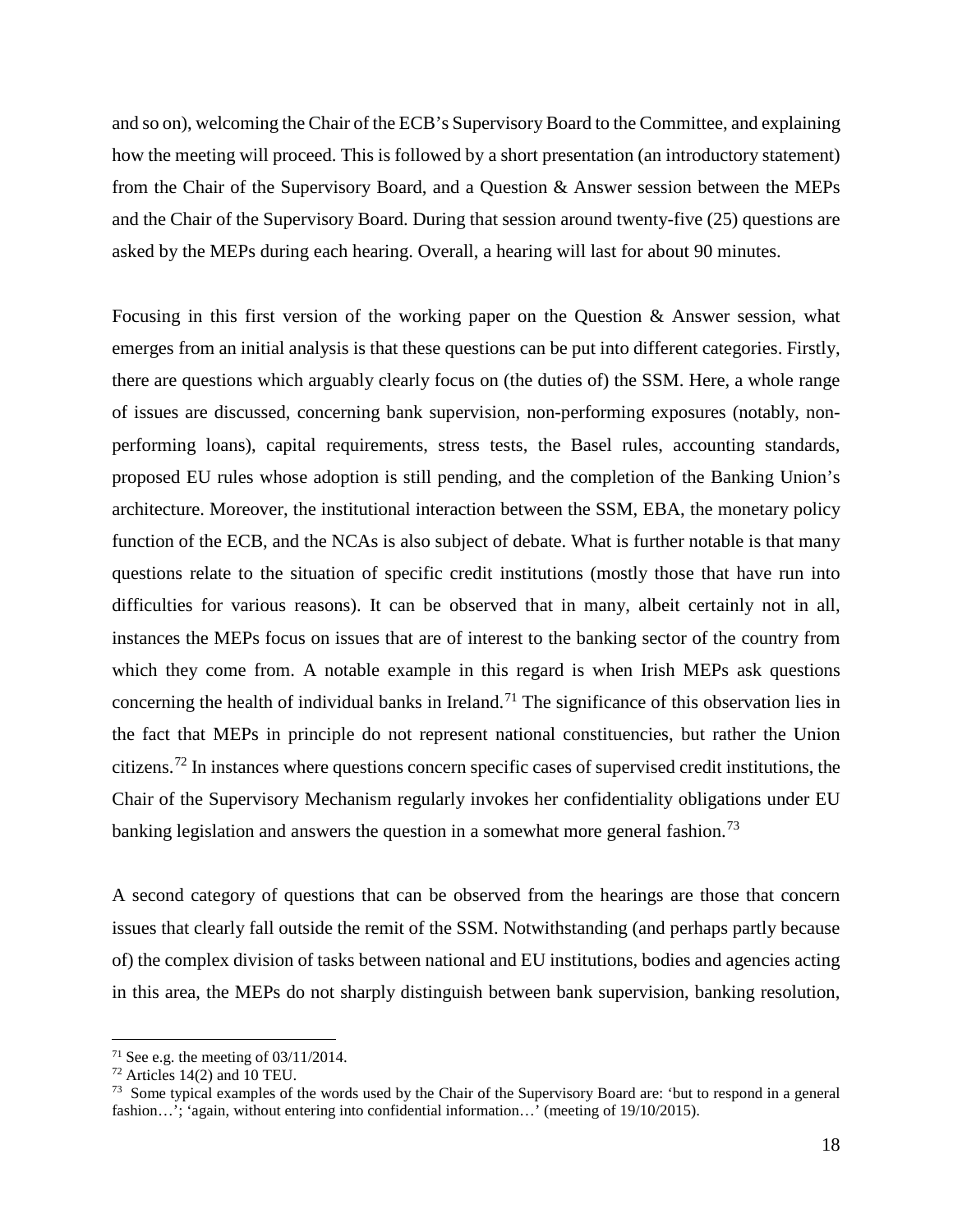and so on), welcoming the Chair of the ECB's Supervisory Board to the Committee, and explaining how the meeting will proceed. This is followed by a short presentation (an introductory statement) from the Chair of the Supervisory Board, and a Question & Answer session between the MEPs and the Chair of the Supervisory Board. During that session around twenty-five (25) questions are asked by the MEPs during each hearing. Overall, a hearing will last for about 90 minutes.

Focusing in this first version of the working paper on the Question & Answer session, what emerges from an initial analysis is that these questions can be put into different categories. Firstly, there are questions which arguably clearly focus on (the duties of) the SSM. Here, a whole range of issues are discussed, concerning bank supervision, non-performing exposures (notably, non-performing loans), capital requirements, stress tests, the Basel rules, accounting standards, proposed EU rules whose adoption is still pending, and the completion of the Banking Union's architecture. Moreover, the institutional interaction between the SSM, EBA, the monetary policy function of the ECB, and the NCAs is also subject of debate. What is further notable is that many questions relate to the situation of specific credit institutions (mostly those that have run into difficulties for various reasons). It can be observed that in many, albeit certainly not in all, instances the MEPs focus on issues that are of interest to the banking sector of the country from which they come from. A notable example in this regard is when Irish MEPs ask questions concerning the health of individual banks in Ireland.[71] The significance of this observation lies in the fact that MEPs in principle do not represent national constituencies, but rather the Union citizens.[72] In instances where questions concern specific cases of supervised credit institutions, the Chair of the Supervisory Mechanism regularly invokes her confidentiality obligations under EU banking legislation and answers the question in a somewhat more general fashion.[73]

A second category of questions that can be observed from the hearings are those that concern issues that clearly fall outside the remit of the SSM. Notwithstanding (and perhaps partly because of) the complex division of tasks between national and EU institutions, bodies and agencies acting in this area, the MEPs do not sharply distinguish between bank supervision, banking resolution,

[71] See e.g. the meeting of 03/11/2014.

[72] Articles 14(2) and 10 TEU.

[73] Some typical examples of the words used by the Chair of the Supervisory Board are: 'but to respond in a general fashion…'; 'again, without entering into confidential information…' (meeting of 19/10/2015).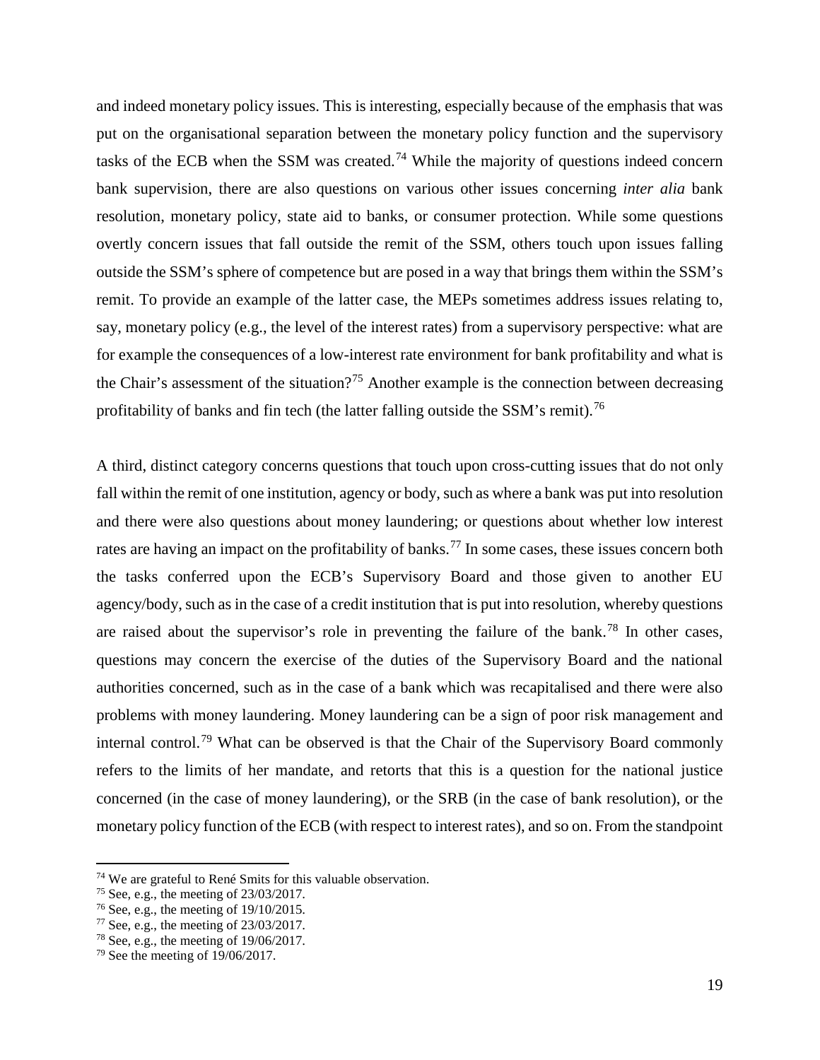and indeed monetary policy issues. This is interesting, especially because of the emphasis that was put on the organisational separation between the monetary policy function and the supervisory tasks of the ECB when the SSM was created.[74] While the majority of questions indeed concern bank supervision, there are also questions on various other issues concerning *inter alia* bank resolution, monetary policy, state aid to banks, or consumer protection. While some questions overtly concern issues that fall outside the remit of the SSM, others touch upon issues falling outside the SSM's sphere of competence but are posed in a way that brings them within the SSM's remit. To provide an example of the latter case, the MEPs sometimes address issues relating to, say, monetary policy (e.g., the level of the interest rates) from a supervisory perspective: what are for example the consequences of a low-interest rate environment for bank profitability and what is the Chair's assessment of the situation?[75] Another example is the connection between decreasing profitability of banks and fin tech (the latter falling outside the SSM's remit).[76]

A third, distinct category concerns questions that touch upon cross-cutting issues that do not only fall within the remit of one institution, agency or body, such as where a bank was put into resolution and there were also questions about money laundering; or questions about whether low interest rates are having an impact on the profitability of banks.[77] In some cases, these issues concern both the tasks conferred upon the ECB's Supervisory Board and those given to another EU agency/body, such as in the case of a credit institution that is put into resolution, whereby questions are raised about the supervisor's role in preventing the failure of the bank.[78] In other cases, questions may concern the exercise of the duties of the Supervisory Board and the national authorities concerned, such as in the case of a bank which was recapitalised and there were also problems with money laundering. Money laundering can be a sign of poor risk management and internal control.[79] What can be observed is that the Chair of the Supervisory Board commonly refers to the limits of her mandate, and retorts that this is a question for the national justice concerned (in the case of money laundering), or the SRB (in the case of bank resolution), or the monetary policy function of the ECB (with respect to interest rates), and so on. From the standpoint

[74] We are grateful to René Smits for this valuable observation.
[75] See, e.g., the meeting of 23/03/2017.
[76] See, e.g., the meeting of 19/10/2015.
[77] See, e.g., the meeting of 23/03/2017.
[78] See, e.g., the meeting of 19/06/2017.
[79] See the meeting of 19/06/2017.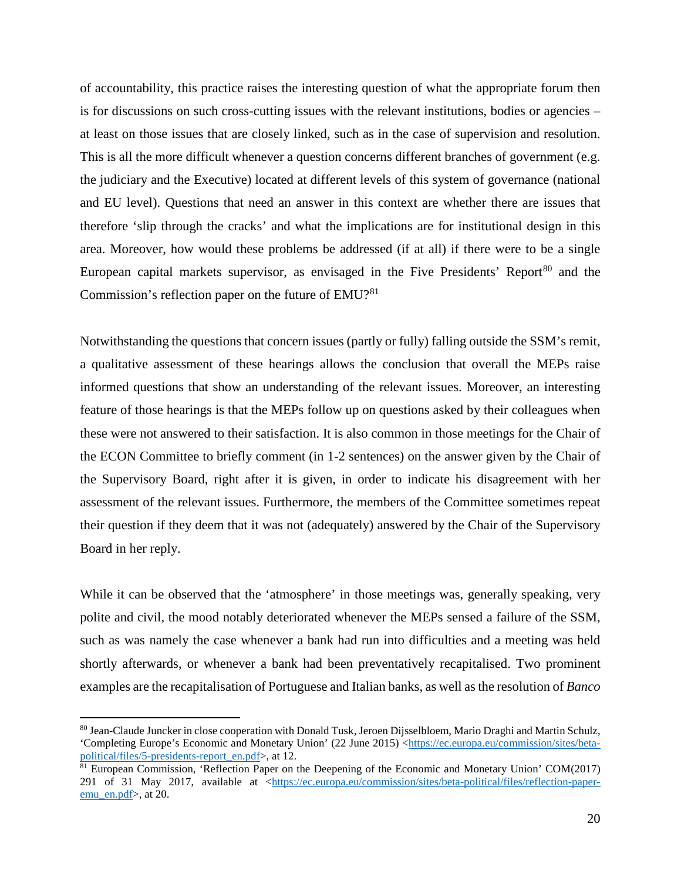of accountability, this practice raises the interesting question of what the appropriate forum then is for discussions on such cross-cutting issues with the relevant institutions, bodies or agencies – at least on those issues that are closely linked, such as in the case of supervision and resolution. This is all the more difficult whenever a question concerns different branches of government (e.g. the judiciary and the Executive) located at different levels of this system of governance (national and EU level). Questions that need an answer in this context are whether there are issues that therefore 'slip through the cracks' and what the implications are for institutional design in this area. Moreover, how would these problems be addressed (if at all) if there were to be a single European capital markets supervisor, as envisaged in the Five Presidents' Report[80] and the Commission's reflection paper on the future of EMU?[81]

Notwithstanding the questions that concern issues (partly or fully) falling outside the SSM's remit, a qualitative assessment of these hearings allows the conclusion that overall the MEPs raise informed questions that show an understanding of the relevant issues. Moreover, an interesting feature of those hearings is that the MEPs follow up on questions asked by their colleagues when these were not answered to their satisfaction. It is also common in those meetings for the Chair of the ECON Committee to briefly comment (in 1-2 sentences) on the answer given by the Chair of the Supervisory Board, right after it is given, in order to indicate his disagreement with her assessment of the relevant issues. Furthermore, the members of the Committee sometimes repeat their question if they deem that it was not (adequately) answered by the Chair of the Supervisory Board in her reply.

While it can be observed that the 'atmosphere' in those meetings was, generally speaking, very polite and civil, the mood notably deteriorated whenever the MEPs sensed a failure of the SSM, such as was namely the case whenever a bank had run into difficulties and a meeting was held shortly afterwards, or whenever a bank had been preventatively recapitalised. Two prominent examples are the recapitalisation of Portuguese and Italian banks, as well as the resolution of *Banco*

---

[80] Jean-Claude Juncker in close cooperation with Donald Tusk, Jeroen Dijsselbloem, Mario Draghi and Martin Schulz, 'Completing Europe's Economic and Monetary Union' (22 June 2015) <https://ec.europa.eu/commission/sites/beta-political/files/5-presidents-report_en.pdf>, at 12.

[81] European Commission, 'Reflection Paper on the Deepening of the Economic and Monetary Union' COM(2017) 291 of 31 May 2017, available at <https://ec.europa.eu/commission/sites/beta-political/files/reflection-paper-emu_en.pdf>, at 20.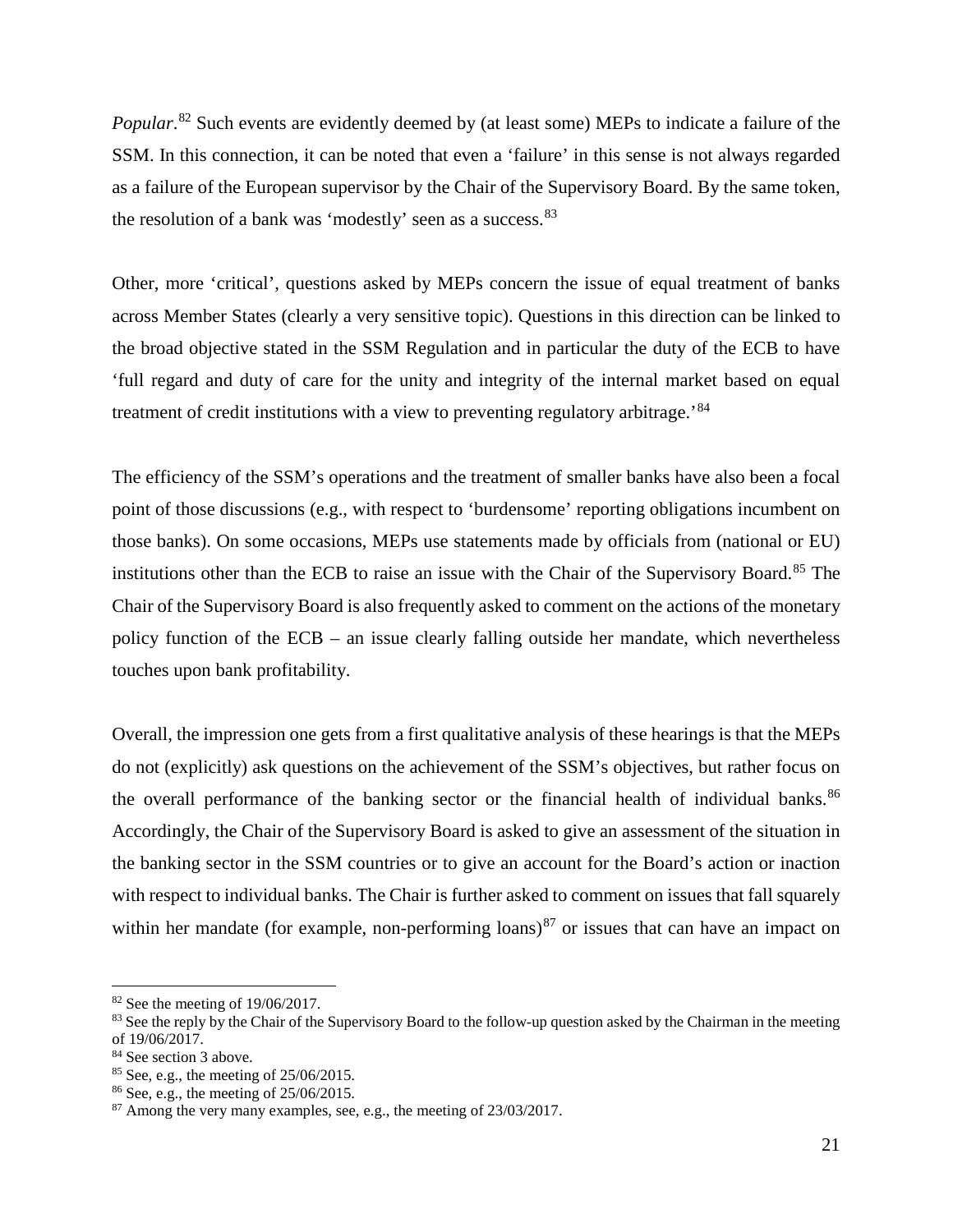*Popular*.[82] Such events are evidently deemed by (at least some) MEPs to indicate a failure of the SSM. In this connection, it can be noted that even a 'failure' in this sense is not always regarded as a failure of the European supervisor by the Chair of the Supervisory Board. By the same token, the resolution of a bank was 'modestly' seen as a success.[83]

Other, more 'critical', questions asked by MEPs concern the issue of equal treatment of banks across Member States (clearly a very sensitive topic). Questions in this direction can be linked to the broad objective stated in the SSM Regulation and in particular the duty of the ECB to have 'full regard and duty of care for the unity and integrity of the internal market based on equal treatment of credit institutions with a view to preventing regulatory arbitrage.'[84]

The efficiency of the SSM's operations and the treatment of smaller banks have also been a focal point of those discussions (e.g., with respect to 'burdensome' reporting obligations incumbent on those banks). On some occasions, MEPs use statements made by officials from (national or EU) institutions other than the ECB to raise an issue with the Chair of the Supervisory Board.[85] The Chair of the Supervisory Board is also frequently asked to comment on the actions of the monetary policy function of the ECB – an issue clearly falling outside her mandate, which nevertheless touches upon bank profitability.

Overall, the impression one gets from a first qualitative analysis of these hearings is that the MEPs do not (explicitly) ask questions on the achievement of the SSM's objectives, but rather focus on the overall performance of the banking sector or the financial health of individual banks.[86] Accordingly, the Chair of the Supervisory Board is asked to give an assessment of the situation in the banking sector in the SSM countries or to give an account for the Board's action or inaction with respect to individual banks. The Chair is further asked to comment on issues that fall squarely within her mandate (for example, non-performing loans)[87] or issues that can have an impact on

[82] See the meeting of 19/06/2017.
[83] See the reply by the Chair of the Supervisory Board to the follow-up question asked by the Chairman in the meeting of 19/06/2017.
[84] See section 3 above.
[85] See, e.g., the meeting of 25/06/2015.
[86] See, e.g., the meeting of 25/06/2015.
[87] Among the very many examples, see, e.g., the meeting of 23/03/2017.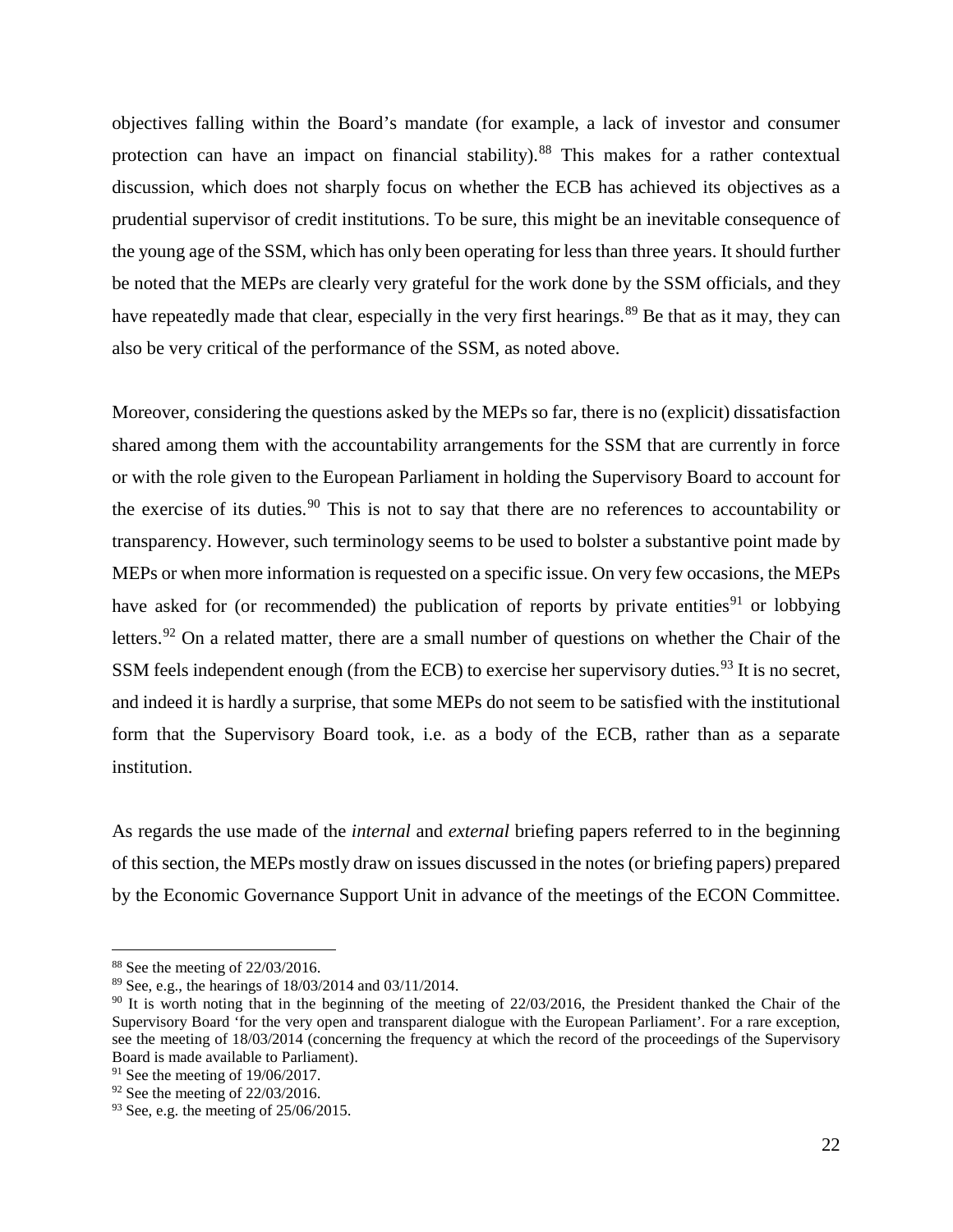objectives falling within the Board's mandate (for example, a lack of investor and consumer protection can have an impact on financial stability).[88] This makes for a rather contextual discussion, which does not sharply focus on whether the ECB has achieved its objectives as a prudential supervisor of credit institutions. To be sure, this might be an inevitable consequence of the young age of the SSM, which has only been operating for less than three years. It should further be noted that the MEPs are clearly very grateful for the work done by the SSM officials, and they have repeatedly made that clear, especially in the very first hearings.[89] Be that as it may, they can also be very critical of the performance of the SSM, as noted above.

Moreover, considering the questions asked by the MEPs so far, there is no (explicit) dissatisfaction shared among them with the accountability arrangements for the SSM that are currently in force or with the role given to the European Parliament in holding the Supervisory Board to account for the exercise of its duties.[90] This is not to say that there are no references to accountability or transparency. However, such terminology seems to be used to bolster a substantive point made by MEPs or when more information is requested on a specific issue. On very few occasions, the MEPs have asked for (or recommended) the publication of reports by private entities[91] or lobbying letters.[92] On a related matter, there are a small number of questions on whether the Chair of the SSM feels independent enough (from the ECB) to exercise her supervisory duties.[93] It is no secret, and indeed it is hardly a surprise, that some MEPs do not seem to be satisfied with the institutional form that the Supervisory Board took, i.e. as a body of the ECB, rather than as a separate institution.

As regards the use made of the *internal* and *external* briefing papers referred to in the beginning of this section, the MEPs mostly draw on issues discussed in the notes (or briefing papers) prepared by the Economic Governance Support Unit in advance of the meetings of the ECON Committee.

---

[88] See the meeting of 22/03/2016.

[89] See, e.g., the hearings of 18/03/2014 and 03/11/2014.

[90] It is worth noting that in the beginning of the meeting of 22/03/2016, the President thanked the Chair of the Supervisory Board 'for the very open and transparent dialogue with the European Parliament'. For a rare exception, see the meeting of 18/03/2014 (concerning the frequency at which the record of the proceedings of the Supervisory Board is made available to Parliament).

[91] See the meeting of 19/06/2017.

[92] See the meeting of 22/03/2016.

[93] See, e.g. the meeting of 25/06/2015.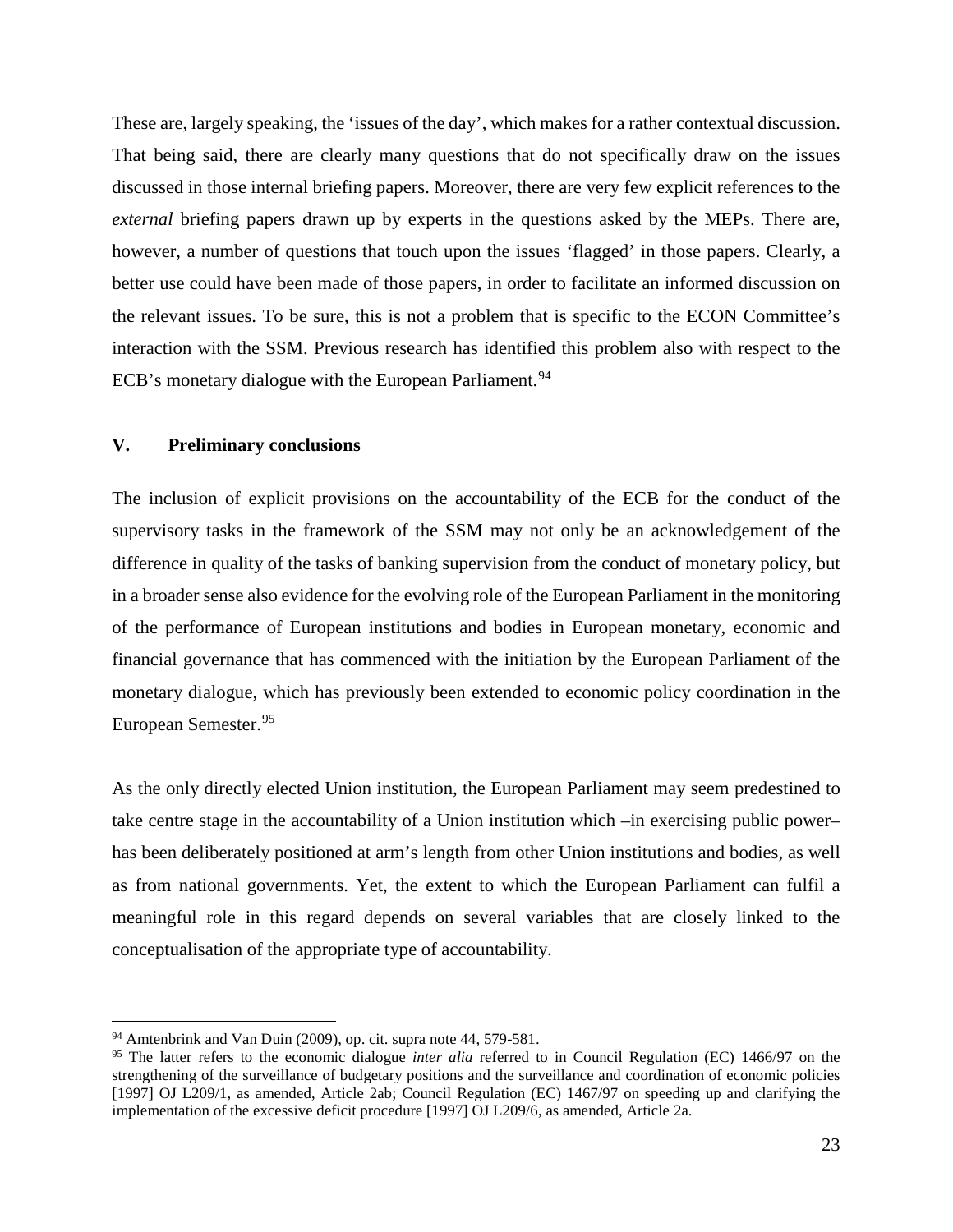These are, largely speaking, the 'issues of the day', which makes for a rather contextual discussion. That being said, there are clearly many questions that do not specifically draw on the issues discussed in those internal briefing papers. Moreover, there are very few explicit references to the *external* briefing papers drawn up by experts in the questions asked by the MEPs. There are, however, a number of questions that touch upon the issues 'flagged' in those papers. Clearly, a better use could have been made of those papers, in order to facilitate an informed discussion on the relevant issues. To be sure, this is not a problem that is specific to the ECON Committee's interaction with the SSM. Previous research has identified this problem also with respect to the ECB's monetary dialogue with the European Parliament.[94]

## V. Preliminary conclusions

The inclusion of explicit provisions on the accountability of the ECB for the conduct of the supervisory tasks in the framework of the SSM may not only be an acknowledgement of the difference in quality of the tasks of banking supervision from the conduct of monetary policy, but in a broader sense also evidence for the evolving role of the European Parliament in the monitoring of the performance of European institutions and bodies in European monetary, economic and financial governance that has commenced with the initiation by the European Parliament of the monetary dialogue, which has previously been extended to economic policy coordination in the European Semester.[95]

As the only directly elected Union institution, the European Parliament may seem predestined to take centre stage in the accountability of a Union institution which –in exercising public power– has been deliberately positioned at arm's length from other Union institutions and bodies, as well as from national governments. Yet, the extent to which the European Parliament can fulfil a meaningful role in this regard depends on several variables that are closely linked to the conceptualisation of the appropriate type of accountability.

---

[94] Amtenbrink and Van Duin (2009), op. cit. supra note 44, 579-581.

[95] The latter refers to the economic dialogue *inter alia* referred to in Council Regulation (EC) 1466/97 on the strengthening of the surveillance of budgetary positions and the surveillance and coordination of economic policies [1997] OJ L209/1, as amended, Article 2ab; Council Regulation (EC) 1467/97 on speeding up and clarifying the implementation of the excessive deficit procedure [1997] OJ L209/6, as amended, Article 2a.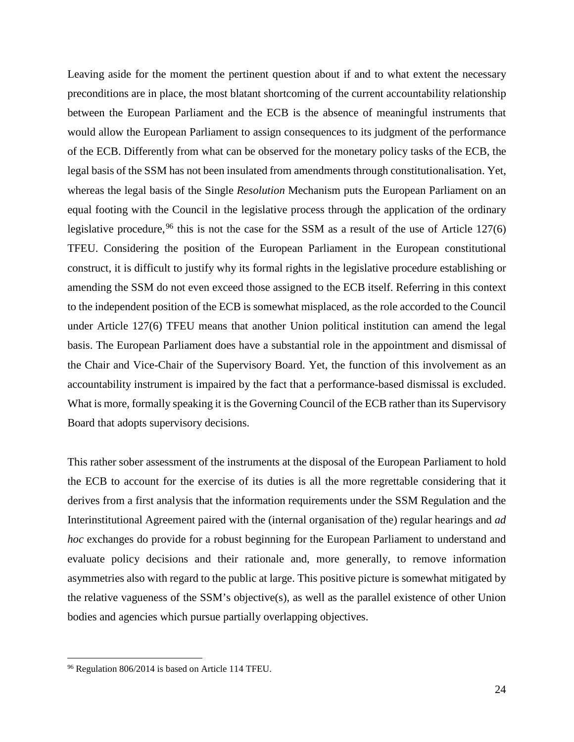Leaving aside for the moment the pertinent question about if and to what extent the necessary preconditions are in place, the most blatant shortcoming of the current accountability relationship between the European Parliament and the ECB is the absence of meaningful instruments that would allow the European Parliament to assign consequences to its judgment of the performance of the ECB. Differently from what can be observed for the monetary policy tasks of the ECB, the legal basis of the SSM has not been insulated from amendments through constitutionalisation. Yet, whereas the legal basis of the Single *Resolution* Mechanism puts the European Parliament on an equal footing with the Council in the legislative process through the application of the ordinary legislative procedure,[96] this is not the case for the SSM as a result of the use of Article 127(6) TFEU. Considering the position of the European Parliament in the European constitutional construct, it is difficult to justify why its formal rights in the legislative procedure establishing or amending the SSM do not even exceed those assigned to the ECB itself. Referring in this context to the independent position of the ECB is somewhat misplaced, as the role accorded to the Council under Article 127(6) TFEU means that another Union political institution can amend the legal basis. The European Parliament does have a substantial role in the appointment and dismissal of the Chair and Vice-Chair of the Supervisory Board. Yet, the function of this involvement as an accountability instrument is impaired by the fact that a performance-based dismissal is excluded. What is more, formally speaking it is the Governing Council of the ECB rather than its Supervisory Board that adopts supervisory decisions.

This rather sober assessment of the instruments at the disposal of the European Parliament to hold the ECB to account for the exercise of its duties is all the more regrettable considering that it derives from a first analysis that the information requirements under the SSM Regulation and the Interinstitutional Agreement paired with the (internal organisation of the) regular hearings and *ad hoc* exchanges do provide for a robust beginning for the European Parliament to understand and evaluate policy decisions and their rationale and, more generally, to remove information asymmetries also with regard to the public at large. This positive picture is somewhat mitigated by the relative vagueness of the SSM's objective(s), as well as the parallel existence of other Union bodies and agencies which pursue partially overlapping objectives.

[96] Regulation 806/2014 is based on Article 114 TFEU.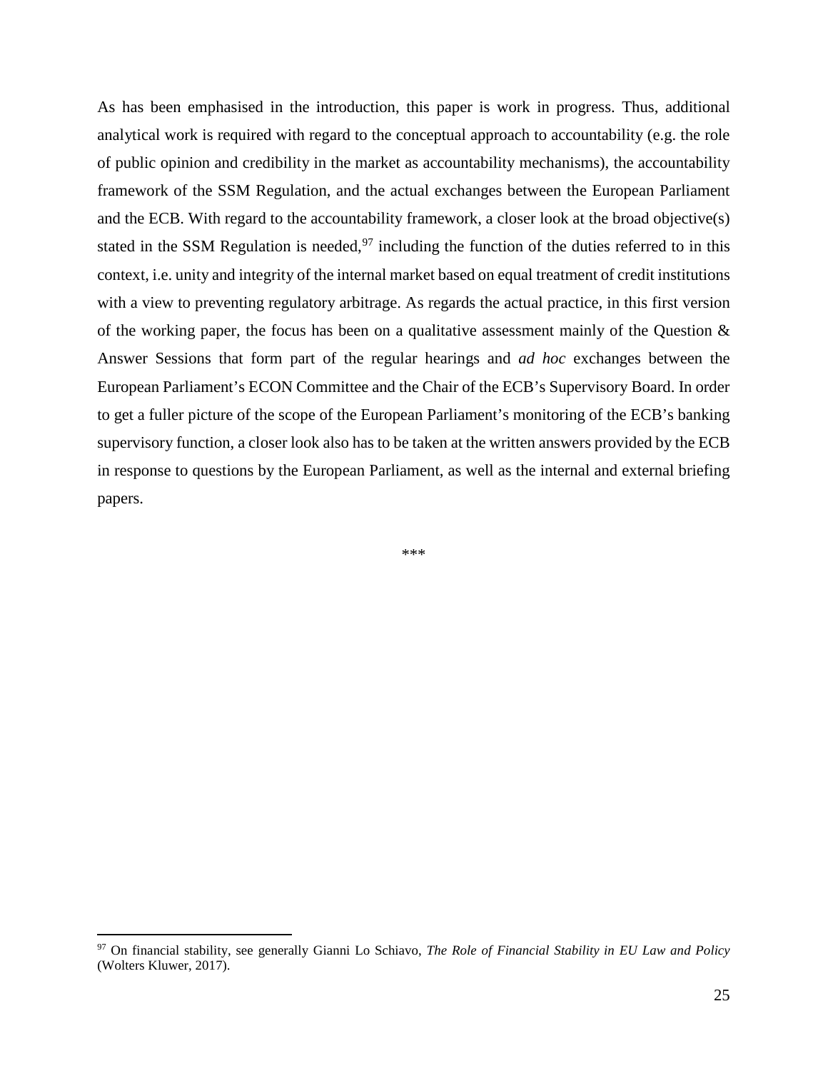As has been emphasised in the introduction, this paper is work in progress. Thus, additional analytical work is required with regard to the conceptual approach to accountability (e.g. the role of public opinion and credibility in the market as accountability mechanisms), the accountability framework of the SSM Regulation, and the actual exchanges between the European Parliament and the ECB. With regard to the accountability framework, a closer look at the broad objective(s) stated in the SSM Regulation is needed,[97] including the function of the duties referred to in this context, i.e. unity and integrity of the internal market based on equal treatment of credit institutions with a view to preventing regulatory arbitrage. As regards the actual practice, in this first version of the working paper, the focus has been on a qualitative assessment mainly of the Question & Answer Sessions that form part of the regular hearings and *ad hoc* exchanges between the European Parliament's ECON Committee and the Chair of the ECB's Supervisory Board. In order to get a fuller picture of the scope of the European Parliament's monitoring of the ECB's banking supervisory function, a closer look also has to be taken at the written answers provided by the ECB in response to questions by the European Parliament, as well as the internal and external briefing papers.

\*\*\*

[97] On financial stability, see generally Gianni Lo Schiavo, *The Role of Financial Stability in EU Law and Policy* (Wolters Kluwer, 2017).